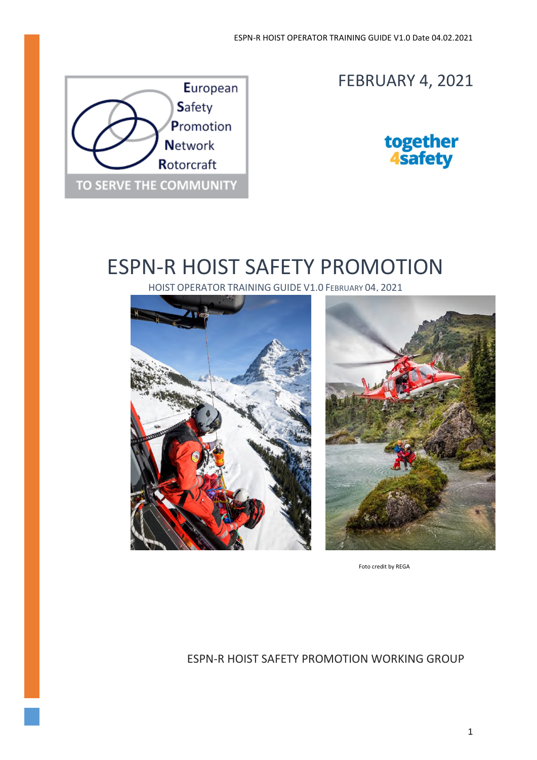European
Safety
Promotion
Network
Rotorcraft

TO SERVE THE COMMUNITY

FEBRUARY 4, 2021

together
4safety

# ESPN-R HOIST SAFETY PROMOTION

HOIST OPERATOR TRAINING GUIDE V1.0 FEBRUARY 04, 2021

Foto credit by REGA

ESPN-R HOIST SAFETY PROMOTION WORKING GROUP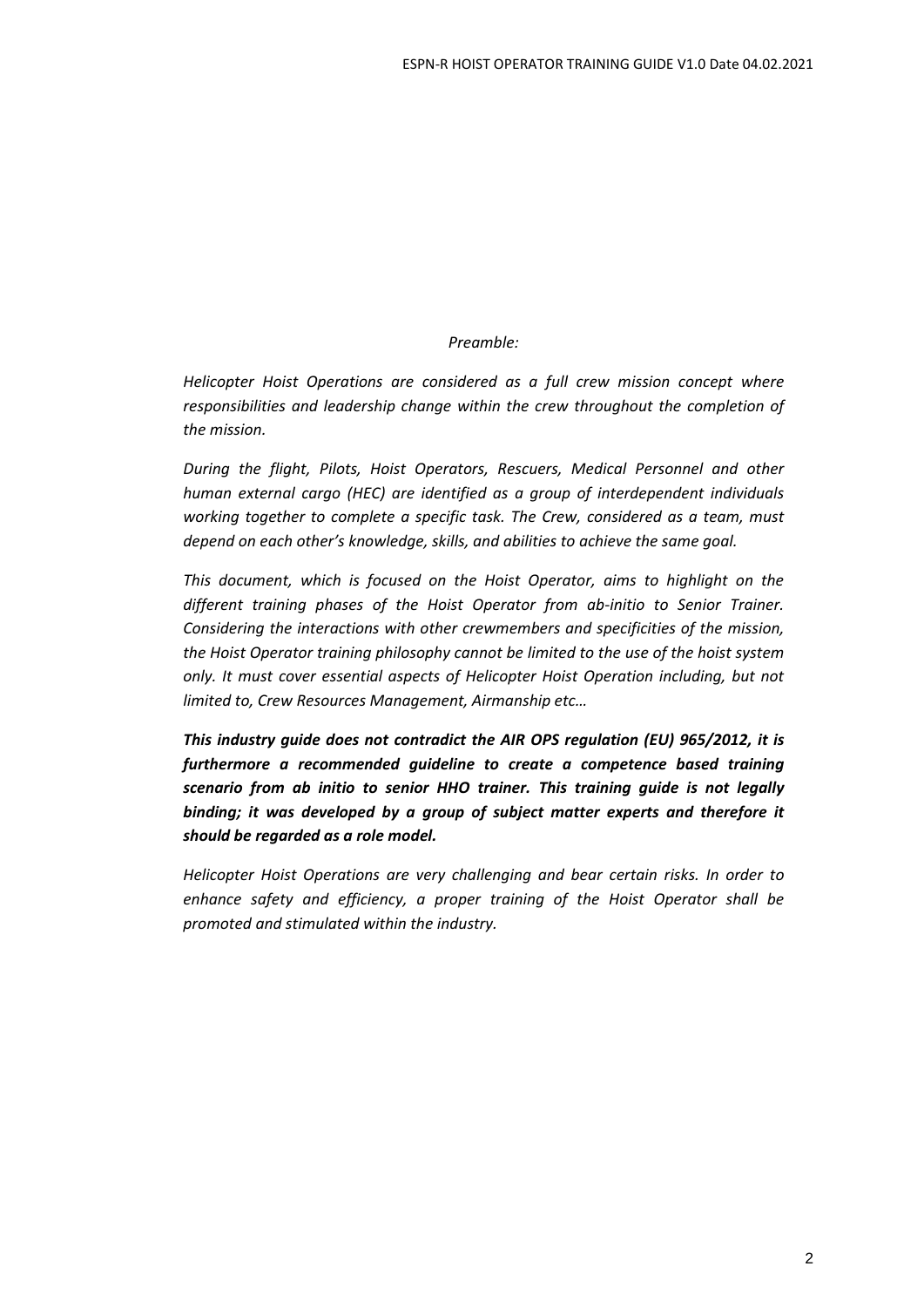*Preamble:*

*Helicopter Hoist Operations are considered as a full crew mission concept where responsibilities and leadership change within the crew throughout the completion of the mission.*

*During the flight, Pilots, Hoist Operators, Rescuers, Medical Personnel and other human external cargo (HEC) are identified as a group of interdependent individuals working together to complete a specific task. The Crew, considered as a team, must depend on each other's knowledge, skills, and abilities to achieve the same goal.*

*This document, which is focused on the Hoist Operator, aims to highlight on the different training phases of the Hoist Operator from ab-initio to Senior Trainer. Considering the interactions with other crewmembers and specificities of the mission, the Hoist Operator training philosophy cannot be limited to the use of the hoist system only. It must cover essential aspects of Helicopter Hoist Operation including, but not limited to, Crew Resources Management, Airmanship etc…*

***This industry guide does not contradict the AIR OPS regulation (EU) 965/2012, it is furthermore a recommended guideline to create a competence based training scenario from ab initio to senior HHO trainer. This training guide is not legally binding; it was developed by a group of subject matter experts and therefore it should be regarded as a role model.***

*Helicopter Hoist Operations are very challenging and bear certain risks. In order to enhance safety and efficiency, a proper training of the Hoist Operator shall be promoted and stimulated within the industry.*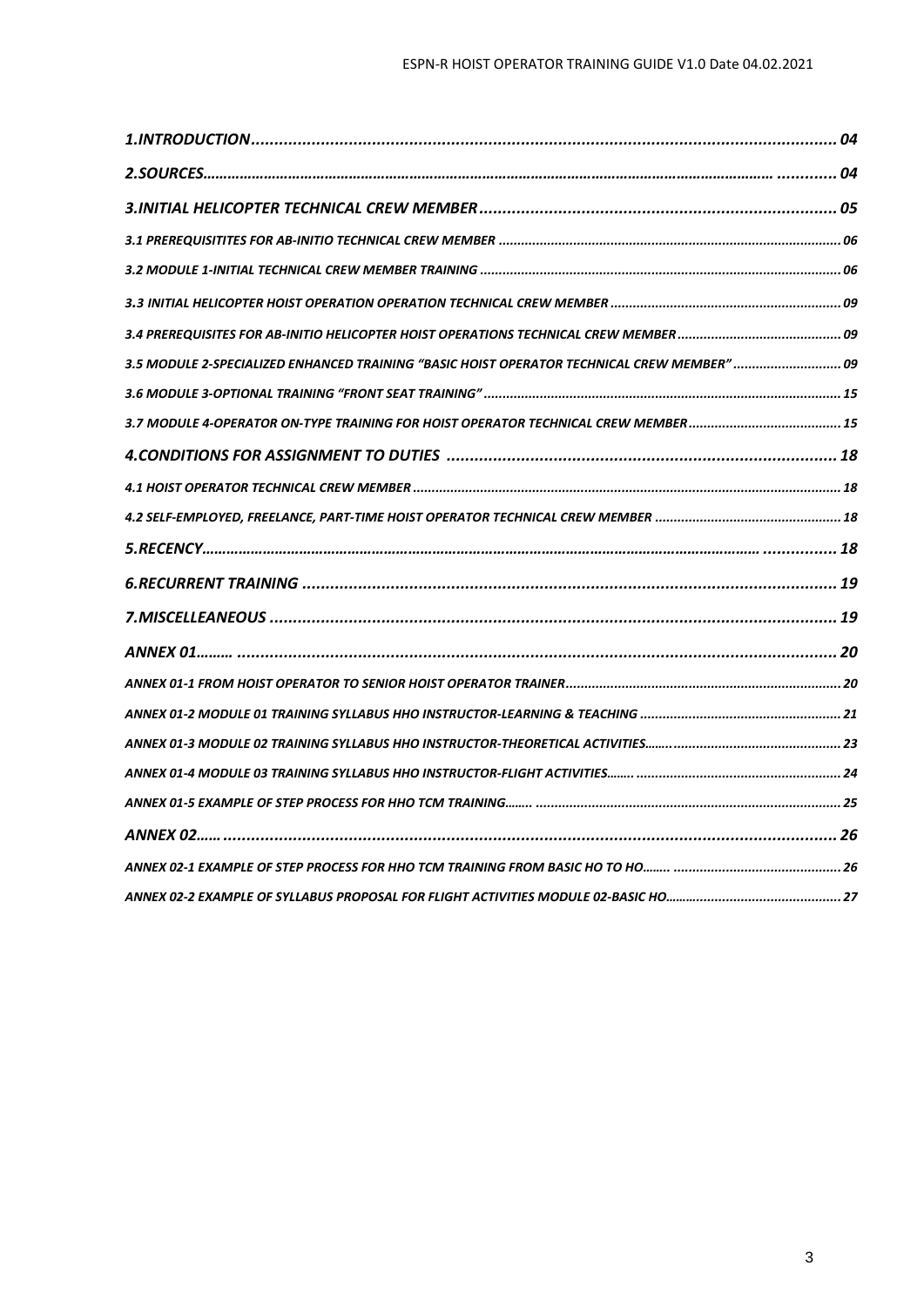*1.INTRODUCTION..................................................................................................................... 04*

*2.SOURCES…………………………………………………………………………………………………………………………… ............. 04*

*3.INITIAL HELICOPTER TECHNICAL CREW MEMBER............................................................................. 05*

*3.1 PREREQUISITITES FOR AB-INITIO TECHNICAL CREW MEMBER ........................................................................................... 06*

*3.2 MODULE 1-INITIAL TECHNICAL CREW MEMBER TRAINING ................................................................................................ 06*

*3.3 INITIAL HELICOPTER HOIST OPERATION OPERATION TECHNICAL CREW MEMBER ............................................................. 09*

*3.4 PREREQUISITES FOR AB-INITIO HELICOPTER HOIST OPERATIONS TECHNICAL CREW MEMBER ........................................... 09*

*3.5 MODULE 2-SPECIALIZED ENHANCED TRAINING "BASIC HOIST OPERATOR TECHNICAL CREW MEMBER" ............................ 09*

*3.6 MODULE 3-OPTIONAL TRAINING "FRONT SEAT TRAINING" .............................................................................................. 15*

*3.7 MODULE 4-OPERATOR ON-TYPE TRAINING FOR HOIST OPERATOR TECHNICAL CREW MEMBER......................................... 15*

*4.CONDITIONS FOR ASSIGNMENT TO DUTIES .................................................................................... 18*

*4.1 HOIST OPERATOR TECHNICAL CREW MEMBER .................................................................................................................. 18*

*4.2 SELF-EMPLOYED, FREELANCE, PART-TIME HOIST OPERATOR TECHNICAL CREW MEMBER .................................................. 18*

*5.RECENCY………………………………………………………………………………………………………………………… ................ 18*

*6.RECURRENT TRAINING ................................................................................................................. 19*

*7.MISCELLEANEOUS ......................................................................................................................... 19*

*ANNEX 01……… ................................................................................................................................. 20*

*ANNEX 01-1 FROM HOIST OPERATOR TO SENIOR HOIST OPERATOR TRAINER......................................................................... 20*

*ANNEX 01-2 MODULE 01 TRAINING SYLLABUS HHO INSTRUCTOR-LEARNING & TEACHING ..................................................... 21*

*ANNEX 01-3 MODULE 02 TRAINING SYLLABUS HHO INSTRUCTOR-THEORETICAL ACTIVITIES……............................................. 23*

*ANNEX 01-4 MODULE 03 TRAINING SYLLABUS HHO INSTRUCTOR-FLIGHT ACTIVITIES……. ...................................................... 24*

*ANNEX 01-5 EXAMPLE OF STEP PROCESS FOR HHO TCM TRAINING…….. ................................................................................. 25*

*ANNEX 02…… ..................................................................................................................................... 26*

*ANNEX 02-1 EXAMPLE OF STEP PROCESS FOR HHO TCM TRAINING FROM BASIC HO TO HO……. ............................................ 26*

*ANNEX 02-2 EXAMPLE OF SYLLABUS PROPOSAL FOR FLIGHT ACTIVITIES MODULE 02-BASIC HO……………………………………….. 27*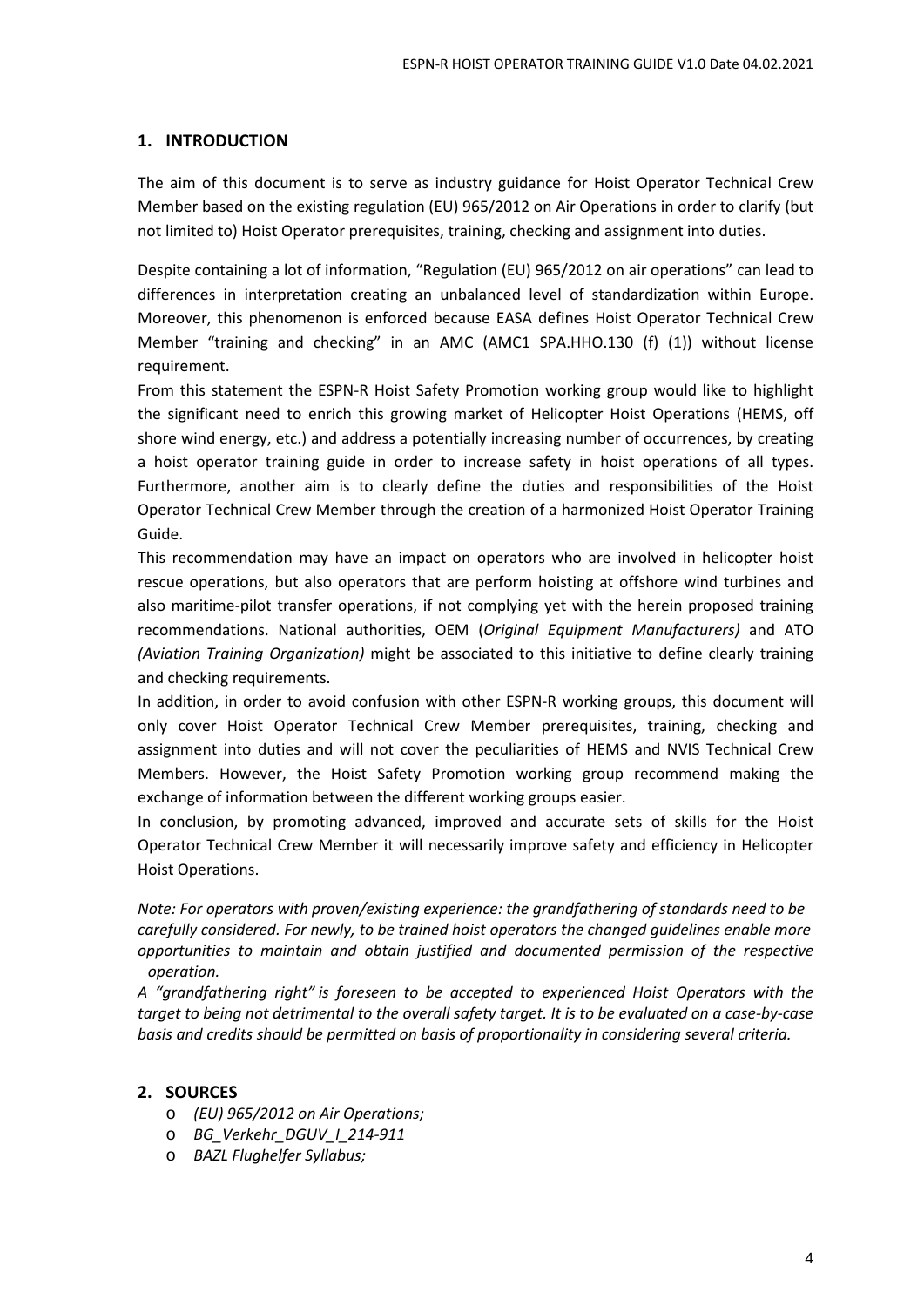## 1. INTRODUCTION

The aim of this document is to serve as industry guidance for Hoist Operator Technical Crew Member based on the existing regulation (EU) 965/2012 on Air Operations in order to clarify (but not limited to) Hoist Operator prerequisites, training, checking and assignment into duties.

Despite containing a lot of information, "Regulation (EU) 965/2012 on air operations" can lead to differences in interpretation creating an unbalanced level of standardization within Europe. Moreover, this phenomenon is enforced because EASA defines Hoist Operator Technical Crew Member "training and checking" in an AMC (AMC1 SPA.HHO.130 (f) (1)) without license requirement.

From this statement the ESPN-R Hoist Safety Promotion working group would like to highlight the significant need to enrich this growing market of Helicopter Hoist Operations (HEMS, off shore wind energy, etc.) and address a potentially increasing number of occurrences, by creating a hoist operator training guide in order to increase safety in hoist operations of all types. Furthermore, another aim is to clearly define the duties and responsibilities of the Hoist Operator Technical Crew Member through the creation of a harmonized Hoist Operator Training Guide.

This recommendation may have an impact on operators who are involved in helicopter hoist rescue operations, but also operators that are perform hoisting at offshore wind turbines and also maritime-pilot transfer operations, if not complying yet with the herein proposed training recommendations. National authorities, OEM (*Original Equipment Manufacturers)* and ATO *(Aviation Training Organization)* might be associated to this initiative to define clearly training and checking requirements.

In addition, in order to avoid confusion with other ESPN-R working groups, this document will only cover Hoist Operator Technical Crew Member prerequisites, training, checking and assignment into duties and will not cover the peculiarities of HEMS and NVIS Technical Crew Members. However, the Hoist Safety Promotion working group recommend making the exchange of information between the different working groups easier.

In conclusion, by promoting advanced, improved and accurate sets of skills for the Hoist Operator Technical Crew Member it will necessarily improve safety and efficiency in Helicopter Hoist Operations.

*Note: For operators with proven/existing experience: the grandfathering of standards need to be carefully considered. For newly, to be trained hoist operators the changed guidelines enable more opportunities to maintain and obtain justified and documented permission of the respective operation.*

*A "grandfathering right" is foreseen to be accepted to experienced Hoist Operators with the target to being not detrimental to the overall safety target. It is to be evaluated on a case-by-case basis and credits should be permitted on basis of proportionality in considering several criteria.*

## 2. SOURCES

- *(EU) 965/2012 on Air Operations;*
- *BG_Verkehr_DGUV_I_214-911*
- *BAZL Flughelfer Syllabus;*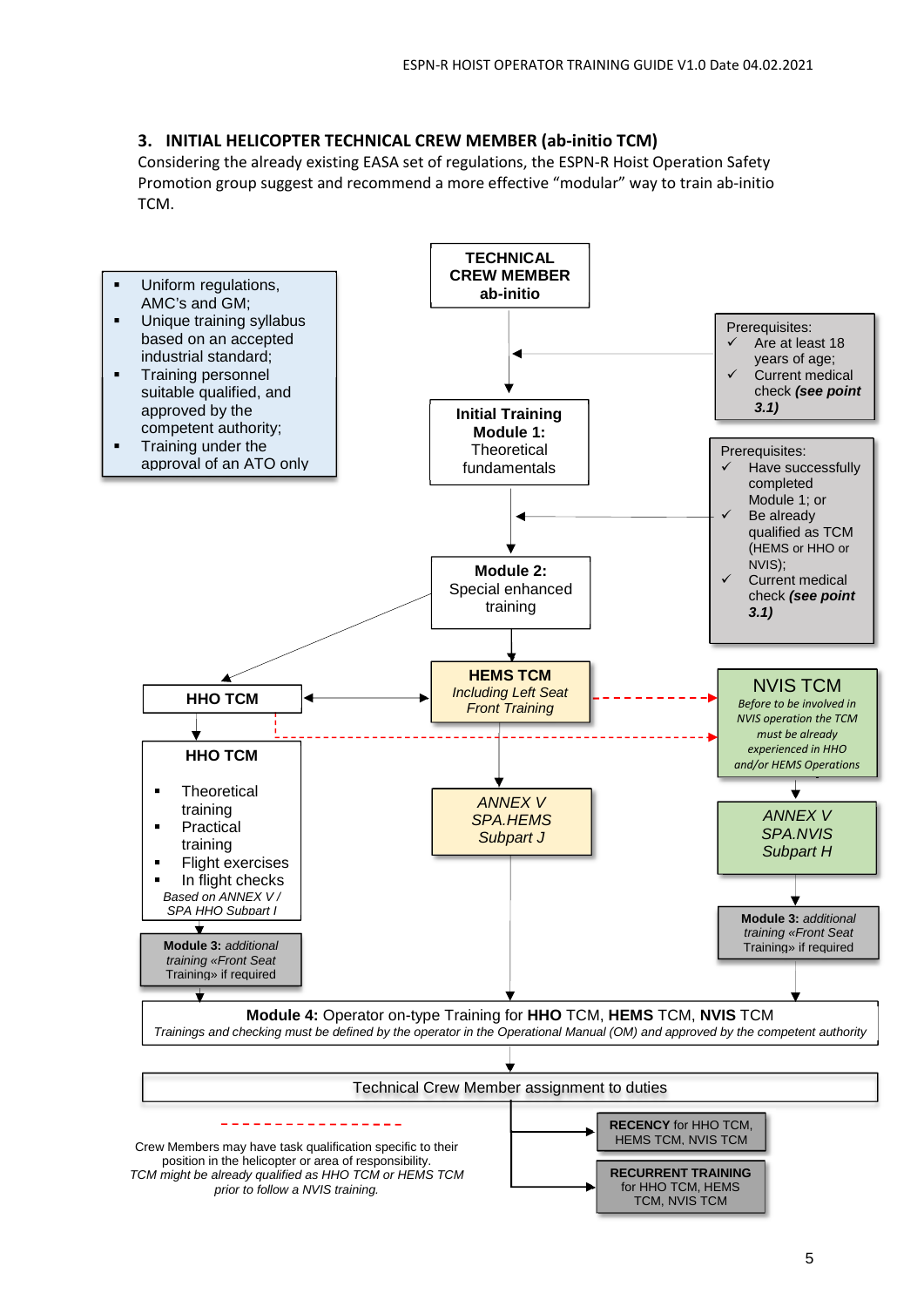## 3. INITIAL HELICOPTER TECHNICAL CREW MEMBER (ab-initio TCM)

Considering the already existing EASA set of regulations, the ESPN-R Hoist Operation Safety Promotion group suggest and recommend a more effective "modular" way to train ab-initio TCM.

- Uniform regulations, AMC's and GM;
- Unique training syllabus based on an accepted industrial standard;
- Training personnel suitable qualified, and approved by the competent authority;
- Training under the approval of an ATO only

**TECHNICAL CREW MEMBER ab-initio**

Prerequisites:
- ✓ Are at least 18 years of age;
- ✓ Current medical check ***(see point 3.1)***

**Initial Training Module 1:** Theoretical fundamentals

Prerequisites:
- ✓ Have successfully completed Module 1; or
- ✓ Be already qualified as TCM (HEMS or HHO or NVIS);
- ✓ Current medical check ***(see point 3.1)***

**Module 2:** Special enhanced training

**HHO TCM**

**HEMS TCM** *Including Left Seat Front Training*

**NVIS TCM** *Before to be involved in NVIS operation the TCM must be already experienced in HHO and/or HEMS Operations*

**HHO TCM**
- Theoretical training
- Practical training
- Flight exercises
- In flight checks

*Based on ANNEX V / SPA HHO Subpart I*

*ANNEX V SPA.HEMS Subpart J*

*ANNEX V SPA.NVIS Subpart H*

**Module 3:** *additional training «Front Seat* Training» if required

**Module 3:** *additional training «Front Seat* Training» if required

**Module 4:** Operator on-type Training for **HHO** TCM, **HEMS** TCM, **NVIS** TCM
*Trainings and checking must be defined by the operator in the Operational Manual (OM) and approved by the competent authority*

Technical Crew Member assignment to duties

**RECENCY** for HHO TCM, HEMS TCM, NVIS TCM

**RECURRENT TRAINING** for HHO TCM, HEMS TCM, NVIS TCM

Crew Members may have task qualification specific to their position in the helicopter or area of responsibility.
*TCM might be already qualified as HHO TCM or HEMS TCM prior to follow a NVIS training.*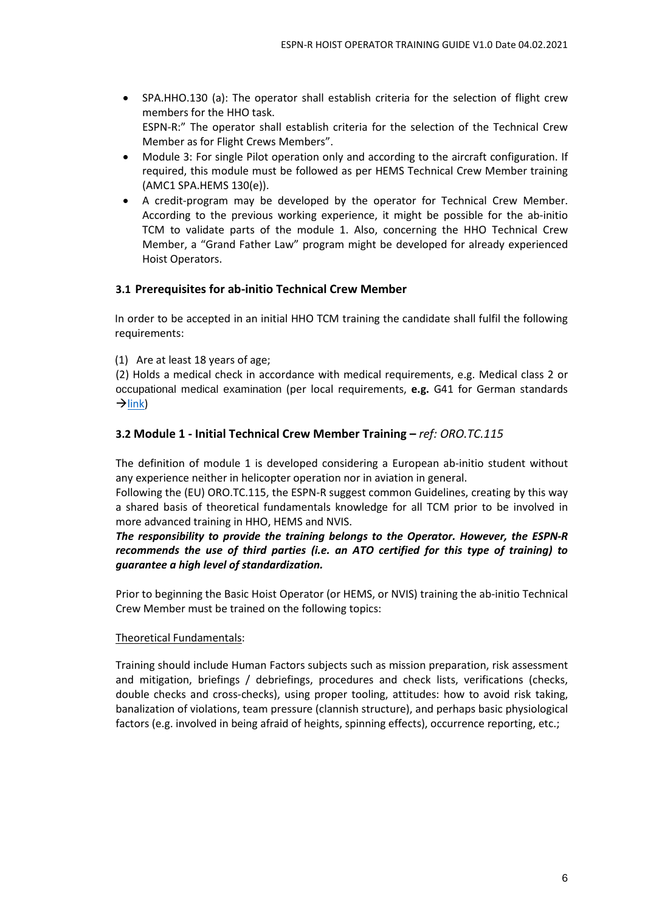- SPA.HHO.130 (a): The operator shall establish criteria for the selection of flight crew members for the HHO task.
  ESPN-R:" The operator shall establish criteria for the selection of the Technical Crew Member as for Flight Crews Members".
- Module 3: For single Pilot operation only and according to the aircraft configuration. If required, this module must be followed as per HEMS Technical Crew Member training (AMC1 SPA.HEMS 130(e)).
- A credit-program may be developed by the operator for Technical Crew Member. According to the previous working experience, it might be possible for the ab-initio TCM to validate parts of the module 1. Also, concerning the HHO Technical Crew Member, a "Grand Father Law" program might be developed for already experienced Hoist Operators.

### 3.1 Prerequisites for ab-initio Technical Crew Member

In order to be accepted in an initial HHO TCM training the candidate shall fulfil the following requirements:

(1) Are at least 18 years of age;

(2) Holds a medical check in accordance with medical requirements, e.g. Medical class 2 or occupational medical examination (per local requirements, **e.g.** G41 for German standards →link)

### 3.2 Module 1 - Initial Technical Crew Member Training – *ref: ORO.TC.115*

The definition of module 1 is developed considering a European ab-initio student without any experience neither in helicopter operation nor in aviation in general.
Following the (EU) ORO.TC.115, the ESPN-R suggest common Guidelines, creating by this way a shared basis of theoretical fundamentals knowledge for all TCM prior to be involved in more advanced training in HHO, HEMS and NVIS.
***The responsibility to provide the training belongs to the Operator. However, the ESPN-R recommends the use of third parties (i.e. an ATO certified for this type of training) to guarantee a high level of standardization.***

Prior to beginning the Basic Hoist Operator (or HEMS, or NVIS) training the ab-initio Technical Crew Member must be trained on the following topics:

Theoretical Fundamentals:

Training should include Human Factors subjects such as mission preparation, risk assessment and mitigation, briefings / debriefings, procedures and check lists, verifications (checks, double checks and cross-checks), using proper tooling, attitudes: how to avoid risk taking, banalization of violations, team pressure (clannish structure), and perhaps basic physiological factors (e.g. involved in being afraid of heights, spinning effects), occurrence reporting, etc.;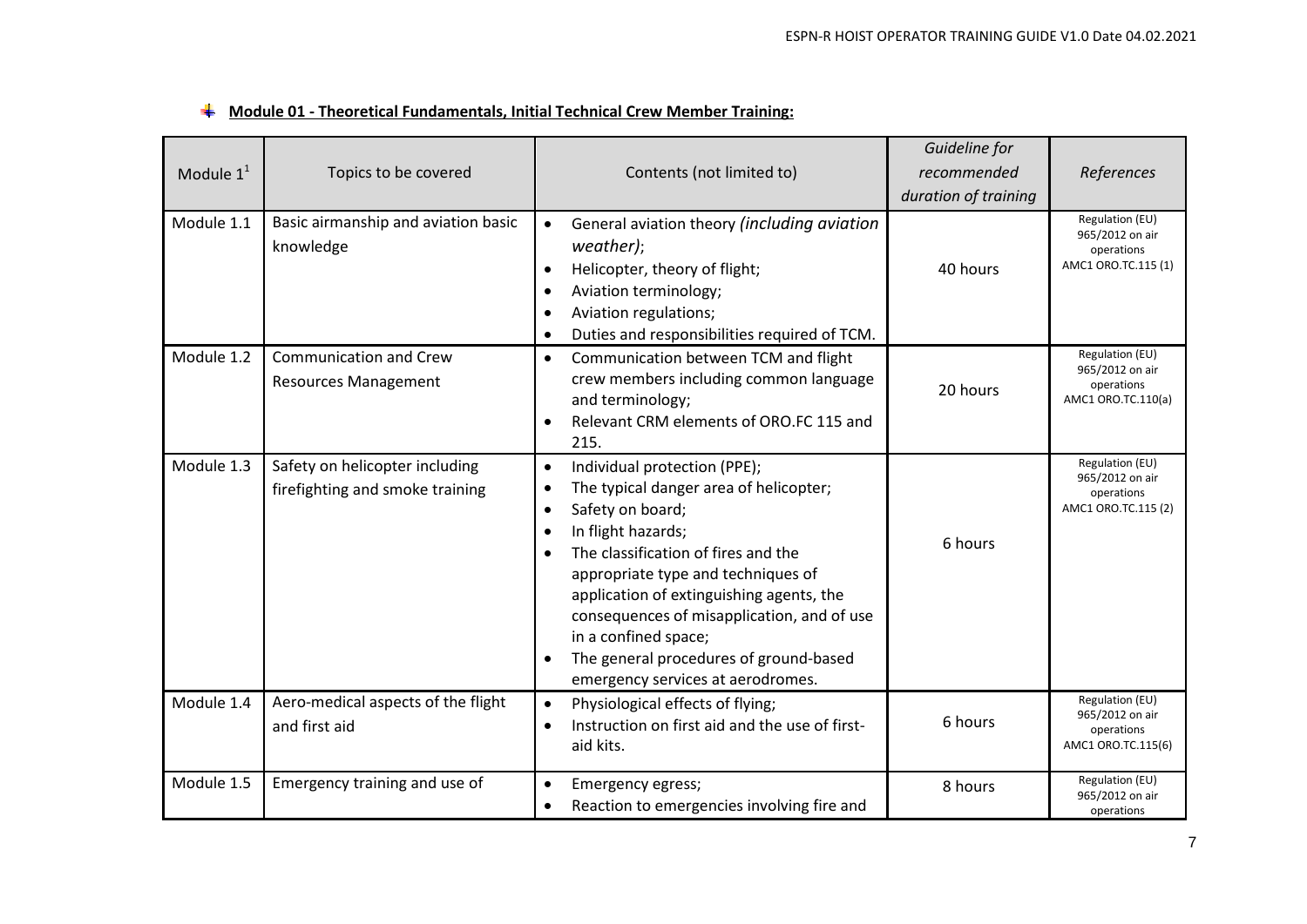## Module 01 - Theoretical Fundamentals, Initial Technical Crew Member Training:

| Module 1[1] | Topics to be covered | Contents (not limited to) | *Guideline for recommended duration of training* | *References* |
|---|---|---|---|---|
| Module 1.1 | Basic airmanship and aviation basic knowledge | • General aviation theory *(including aviation weather)*;<br>• Helicopter, theory of flight;<br>• Aviation terminology;<br>• Aviation regulations;<br>• Duties and responsibilities required of TCM. | 40 hours | Regulation (EU) 965/2012 on air operations AMC1 ORO.TC.115 (1) |
| Module 1.2 | Communication and Crew Resources Management | • Communication between TCM and flight crew members including common language and terminology;<br>• Relevant CRM elements of ORO.FC 115 and 215. | 20 hours | Regulation (EU) 965/2012 on air operations AMC1 ORO.TC.110(a) |
| Module 1.3 | Safety on helicopter including firefighting and smoke training | • Individual protection (PPE);<br>• The typical danger area of helicopter;<br>• Safety on board;<br>• In flight hazards;<br>• The classification of fires and the appropriate type and techniques of application of extinguishing agents, the consequences of misapplication, and of use in a confined space;<br>• The general procedures of ground-based emergency services at aerodromes. | 6 hours | Regulation (EU) 965/2012 on air operations AMC1 ORO.TC.115 (2) |
| Module 1.4 | Aero-medical aspects of the flight and first aid | • Physiological effects of flying;<br>• Instruction on first aid and the use of first-aid kits. | 6 hours | Regulation (EU) 965/2012 on air operations AMC1 ORO.TC.115(6) |
| Module 1.5 | Emergency training and use of | • Emergency egress;<br>• Reaction to emergencies involving fire and | 8 hours | Regulation (EU) 965/2012 on air operations |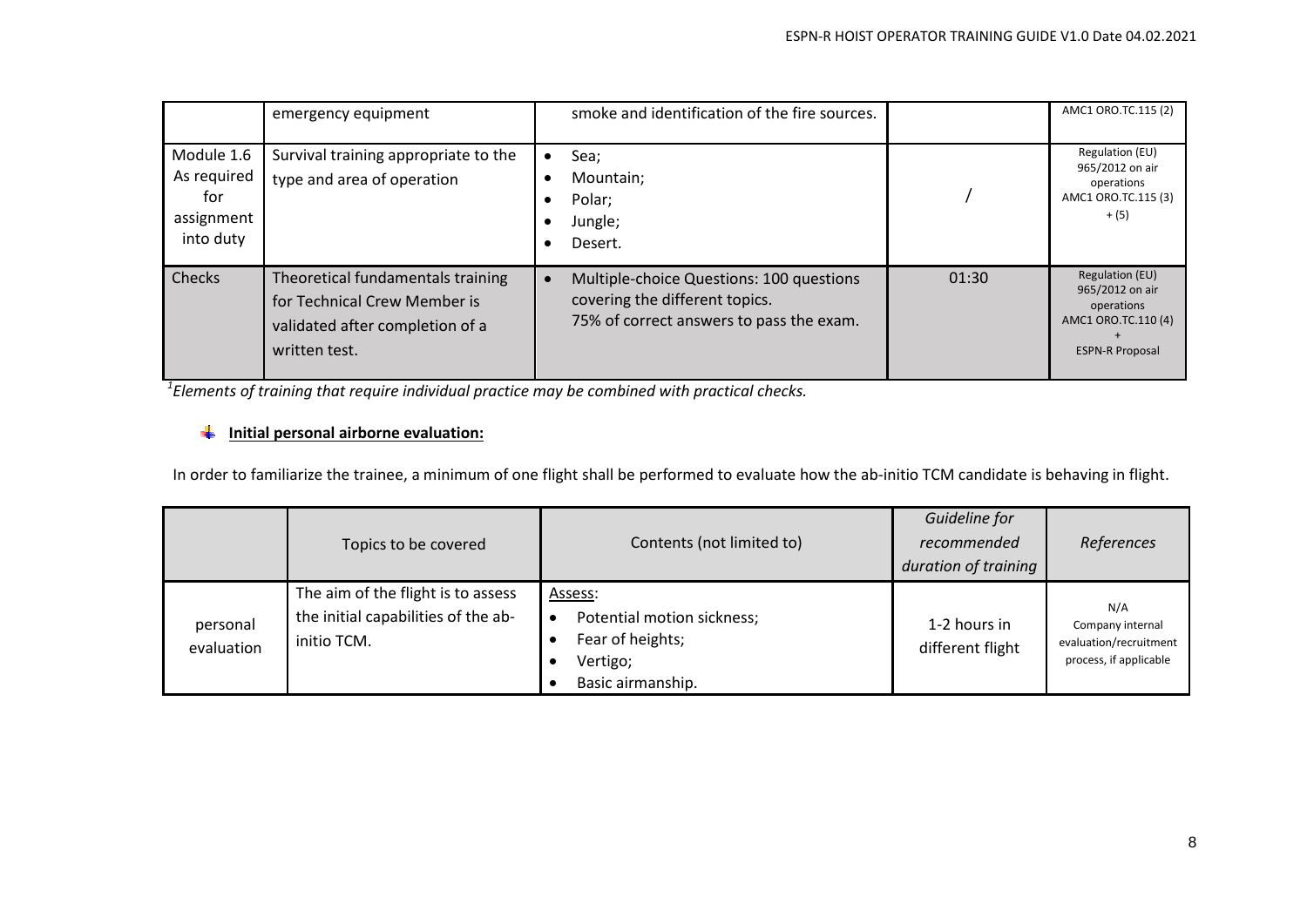| | | | | |
|---|---|---|---|---|
| | emergency equipment | smoke and identification of the fire sources. | | AMC1 ORO.TC.115 (2) |
| Module 1.6 As required for assignment into duty | Survival training appropriate to the type and area of operation | • Sea;<br>• Mountain;<br>• Polar;<br>• Jungle;<br>• Desert. | / | Regulation (EU) 965/2012 on air operations AMC1 ORO.TC.115 (3) + (5) |
| Checks | Theoretical fundamentals training for Technical Crew Member is validated after completion of a written test. | • Multiple-choice Questions: 100 questions covering the different topics. 75% of correct answers to pass the exam. | 01:30 | Regulation (EU) 965/2012 on air operations AMC1 ORO.TC.110 (4) + ESPN-R Proposal |

[1]*Elements of training that require individual practice may be combined with practical checks.*

**Initial personal airborne evaluation:**

In order to familiarize the trainee, a minimum of one flight shall be performed to evaluate how the ab-initio TCM candidate is behaving in flight.

| | Topics to be covered | Contents (not limited to) | *Guideline for recommended duration of training* | *References* |
|---|---|---|---|---|
| personal evaluation | The aim of the flight is to assess the initial capabilities of the ab-initio TCM. | Assess:<br>• Potential motion sickness;<br>• Fear of heights;<br>• Vertigo;<br>• Basic airmanship. | 1-2 hours in different flight | N/A Company internal evaluation/recruitment process, if applicable |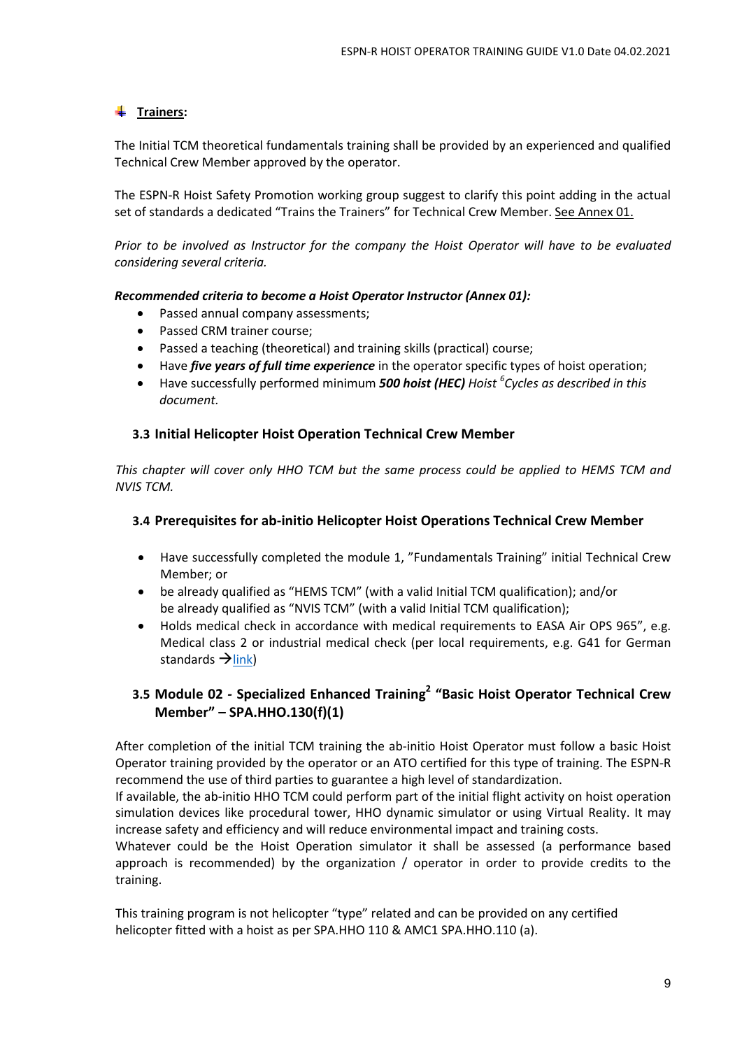- **Trainers:**

The Initial TCM theoretical fundamentals training shall be provided by an experienced and qualified Technical Crew Member approved by the operator.

The ESPN-R Hoist Safety Promotion working group suggest to clarify this point adding in the actual set of standards a dedicated "Trains the Trainers" for Technical Crew Member. See Annex 01.

*Prior to be involved as Instructor for the company the Hoist Operator will have to be evaluated considering several criteria.*

***Recommended criteria to become a Hoist Operator Instructor (Annex 01):***

- Passed annual company assessments;
- Passed CRM trainer course;
- Passed a teaching (theoretical) and training skills (practical) course;
- Have ***five years of full time experience*** in the operator specific types of hoist operation;
- Have successfully performed minimum ***500 hoist (HEC)*** *Hoist [6]Cycles as described in this document.*

### 3.3 Initial Helicopter Hoist Operation Technical Crew Member

*This chapter will cover only HHO TCM but the same process could be applied to HEMS TCM and NVIS TCM.*

### 3.4 Prerequisites for ab-initio Helicopter Hoist Operations Technical Crew Member

- Have successfully completed the module 1, "Fundamentals Training" initial Technical Crew Member; or
- be already qualified as "HEMS TCM" (with a valid Initial TCM qualification); and/or be already qualified as "NVIS TCM" (with a valid Initial TCM qualification);
- Holds medical check in accordance with medical requirements to EASA Air OPS 965", e.g. Medical class 2 or industrial medical check (per local requirements, e.g. G41 for German standards →link)

### 3.5 Module 02 - Specialized Enhanced Training[2] "Basic Hoist Operator Technical Crew Member" – SPA.HHO.130(f)(1)

After completion of the initial TCM training the ab-initio Hoist Operator must follow a basic Hoist Operator training provided by the operator or an ATO certified for this type of training. The ESPN-R recommend the use of third parties to guarantee a high level of standardization.
If available, the ab-initio HHO TCM could perform part of the initial flight activity on hoist operation simulation devices like procedural tower, HHO dynamic simulator or using Virtual Reality. It may increase safety and efficiency and will reduce environmental impact and training costs.
Whatever could be the Hoist Operation simulator it shall be assessed (a performance based approach is recommended) by the organization / operator in order to provide credits to the training.

This training program is not helicopter "type" related and can be provided on any certified helicopter fitted with a hoist as per SPA.HHO 110 & AMC1 SPA.HHO.110 (a).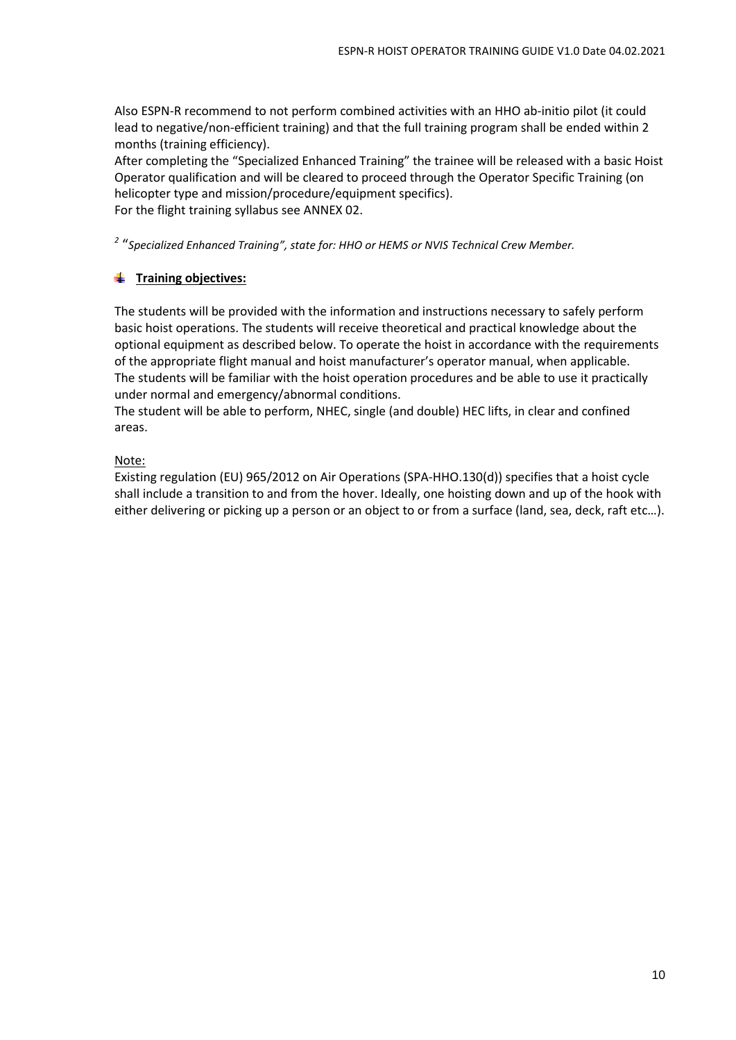Also ESPN-R recommend to not perform combined activities with an HHO ab-initio pilot (it could lead to negative/non-efficient training) and that the full training program shall be ended within 2 months (training efficiency).
After completing the "Specialized Enhanced Training" the trainee will be released with a basic Hoist Operator qualification and will be cleared to proceed through the Operator Specific Training (on helicopter type and mission/procedure/equipment specifics).
For the flight training syllabus see ANNEX 02.

[2] *"Specialized Enhanced Training", state for: HHO or HEMS or NVIS Technical Crew Member.*

## **Training objectives:**

The students will be provided with the information and instructions necessary to safely perform basic hoist operations. The students will receive theoretical and practical knowledge about the optional equipment as described below. To operate the hoist in accordance with the requirements of the appropriate flight manual and hoist manufacturer's operator manual, when applicable.
The students will be familiar with the hoist operation procedures and be able to use it practically under normal and emergency/abnormal conditions.
The student will be able to perform, NHEC, single (and double) HEC lifts, in clear and confined areas.

Note:
Existing regulation (EU) 965/2012 on Air Operations (SPA-HHO.130(d)) specifies that a hoist cycle shall include a transition to and from the hover. Ideally, one hoisting down and up of the hook with either delivering or picking up a person or an object to or from a surface (land, sea, deck, raft etc…).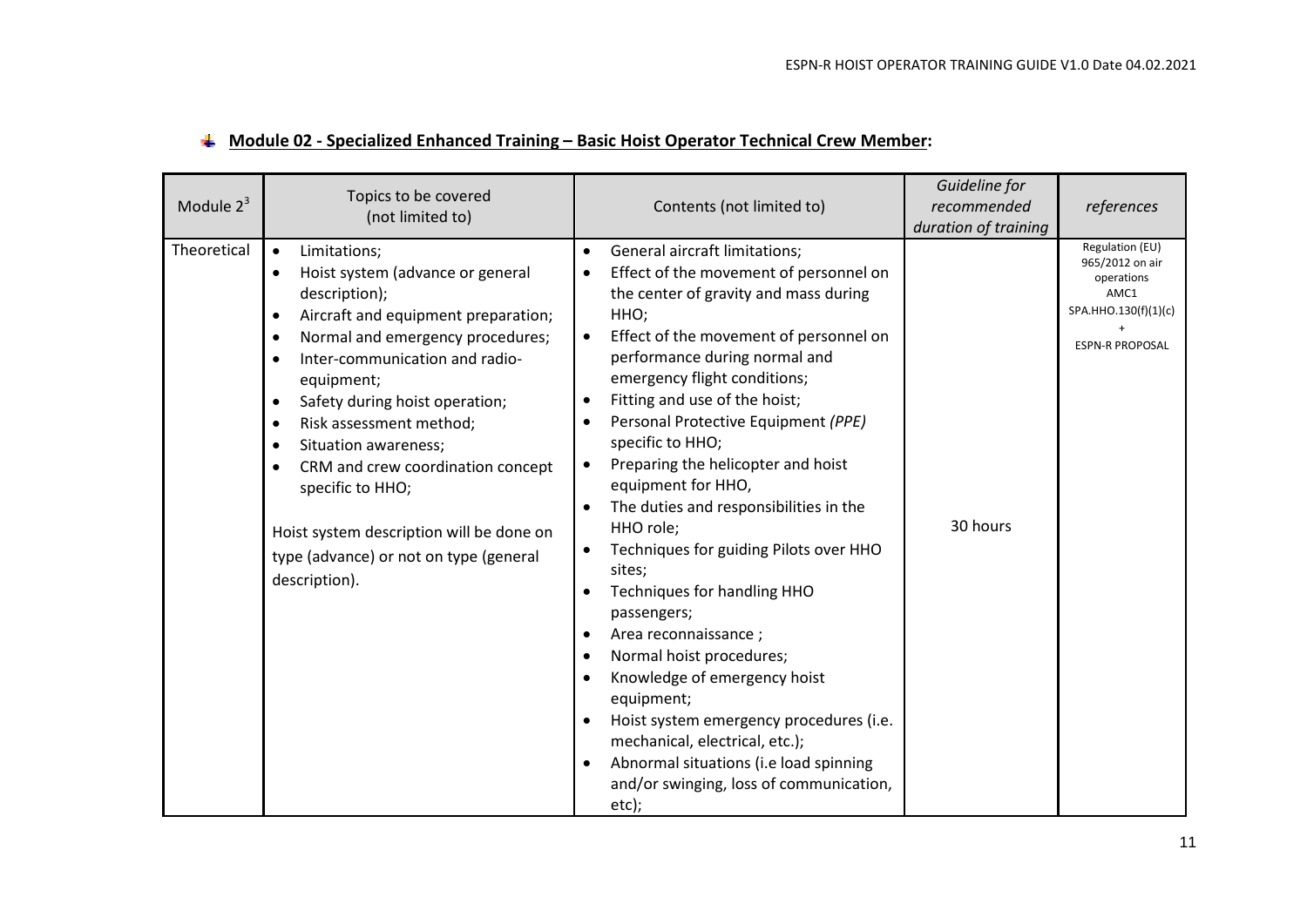## Module 02 - Specialized Enhanced Training – Basic Hoist Operator Technical Crew Member:

| Module 2[3] | Topics to be covered (not limited to) | Contents (not limited to) | *Guideline for recommended duration of training* | *references* |
|---|---|---|---|---|
| Theoretical | • Limitations;<br>• Hoist system (advance or general description);<br>• Aircraft and equipment preparation;<br>• Normal and emergency procedures;<br>• Inter-communication and radio-equipment;<br>• Safety during hoist operation;<br>• Risk assessment method;<br>• Situation awareness;<br>• CRM and crew coordination concept specific to HHO;<br><br>Hoist system description will be done on type (advance) or not on type (general description). | • General aircraft limitations;<br>• Effect of the movement of personnel on the center of gravity and mass during HHO;<br>• Effect of the movement of personnel on performance during normal and emergency flight conditions;<br>• Fitting and use of the hoist;<br>• Personal Protective Equipment *(PPE)* specific to HHO;<br>• Preparing the helicopter and hoist equipment for HHO,<br>• The duties and responsibilities in the HHO role;<br>• Techniques for guiding Pilots over HHO sites;<br>• Techniques for handling HHO passengers;<br>• Area reconnaissance ;<br>• Normal hoist procedures;<br>• Knowledge of emergency hoist equipment;<br>• Hoist system emergency procedures (i.e. mechanical, electrical, etc.);<br>• Abnormal situations (i.e load spinning and/or swinging, loss of communication, etc); | 30 hours | Regulation (EU) 965/2012 on air operations AMC1 SPA.HHO.130(f)(1)(c) + ESPN-R PROPOSAL |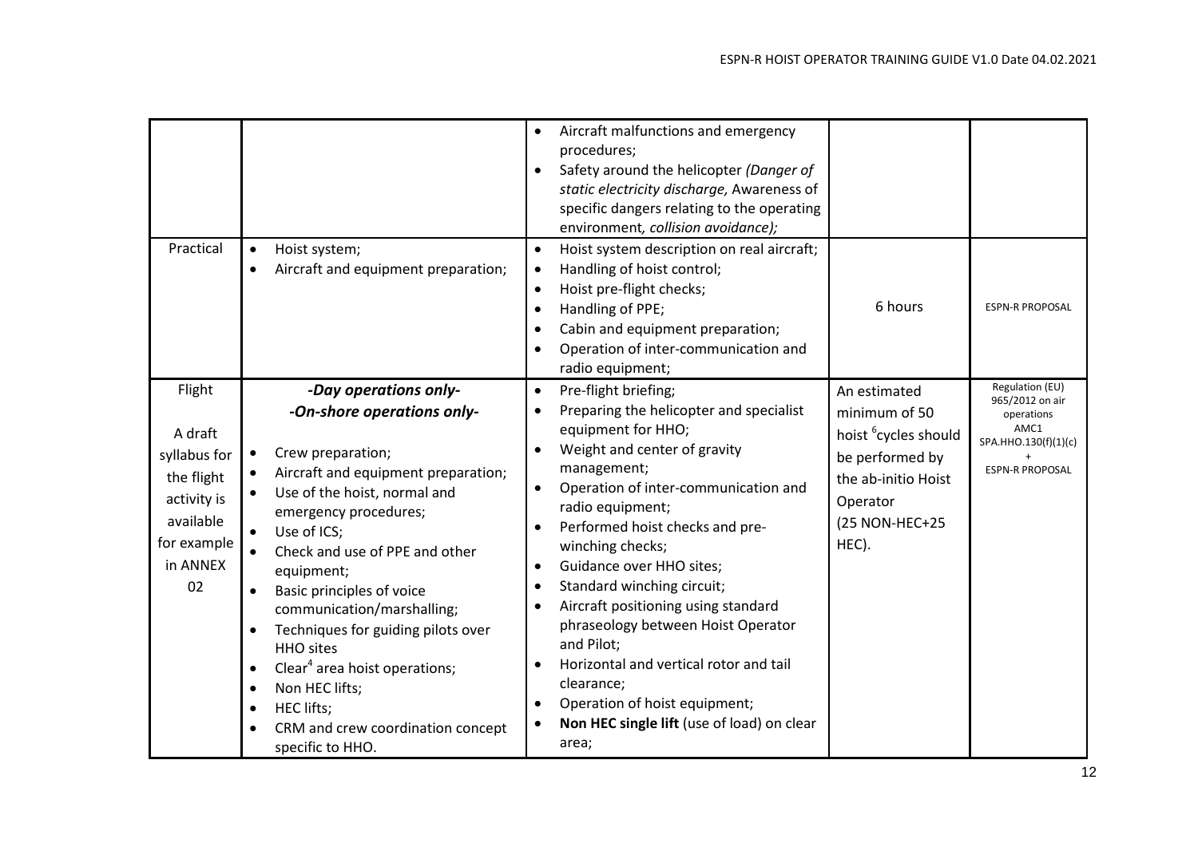| | | | | |
|---|---|---|---|---|
| | | • Aircraft malfunctions and emergency procedures;<br>• Safety around the helicopter *(Danger of static electricity discharge,* Awareness of specific dangers relating to the operating environment*, collision avoidance);* | | |
| Practical | • Hoist system;<br>• Aircraft and equipment preparation; | • Hoist system description on real aircraft;<br>• Handling of hoist control;<br>• Hoist pre-flight checks;<br>• Handling of PPE;<br>• Cabin and equipment preparation;<br>• Operation of inter-communication and radio equipment; | 6 hours | ESPN-R PROPOSAL |
| Flight<br><br>A draft syllabus for the flight activity is available for example in ANNEX 02 | ***-Day operations only-***<br>***-On-shore operations only-***<br><br>• Crew preparation;<br>• Aircraft and equipment preparation;<br>• Use of the hoist, normal and emergency procedures;<br>• Use of ICS;<br>• Check and use of PPE and other equipment;<br>• Basic principles of voice communication/marshalling;<br>• Techniques for guiding pilots over HHO sites<br>• Clear[4] area hoist operations;<br>• Non HEC lifts;<br>• HEC lifts;<br>• CRM and crew coordination concept specific to HHO. | • Pre-flight briefing;<br>• Preparing the helicopter and specialist equipment for HHO;<br>• Weight and center of gravity management;<br>• Operation of inter-communication and radio equipment;<br>• Performed hoist checks and pre-winching checks;<br>• Guidance over HHO sites;<br>• Standard winching circuit;<br>• Aircraft positioning using standard phraseology between Hoist Operator and Pilot;<br>• Horizontal and vertical rotor and tail clearance;<br>• Operation of hoist equipment;<br>• **Non HEC single lift** (use of load) on clear area; | An estimated minimum of 50 hoist [6]cycles should be performed by the ab-initio Hoist Operator (25 NON-HEC+25 HEC). | Regulation (EU) 965/2012 on air operations AMC1 SPA.HHO.130(f)(1)(c) + ESPN-R PROPOSAL |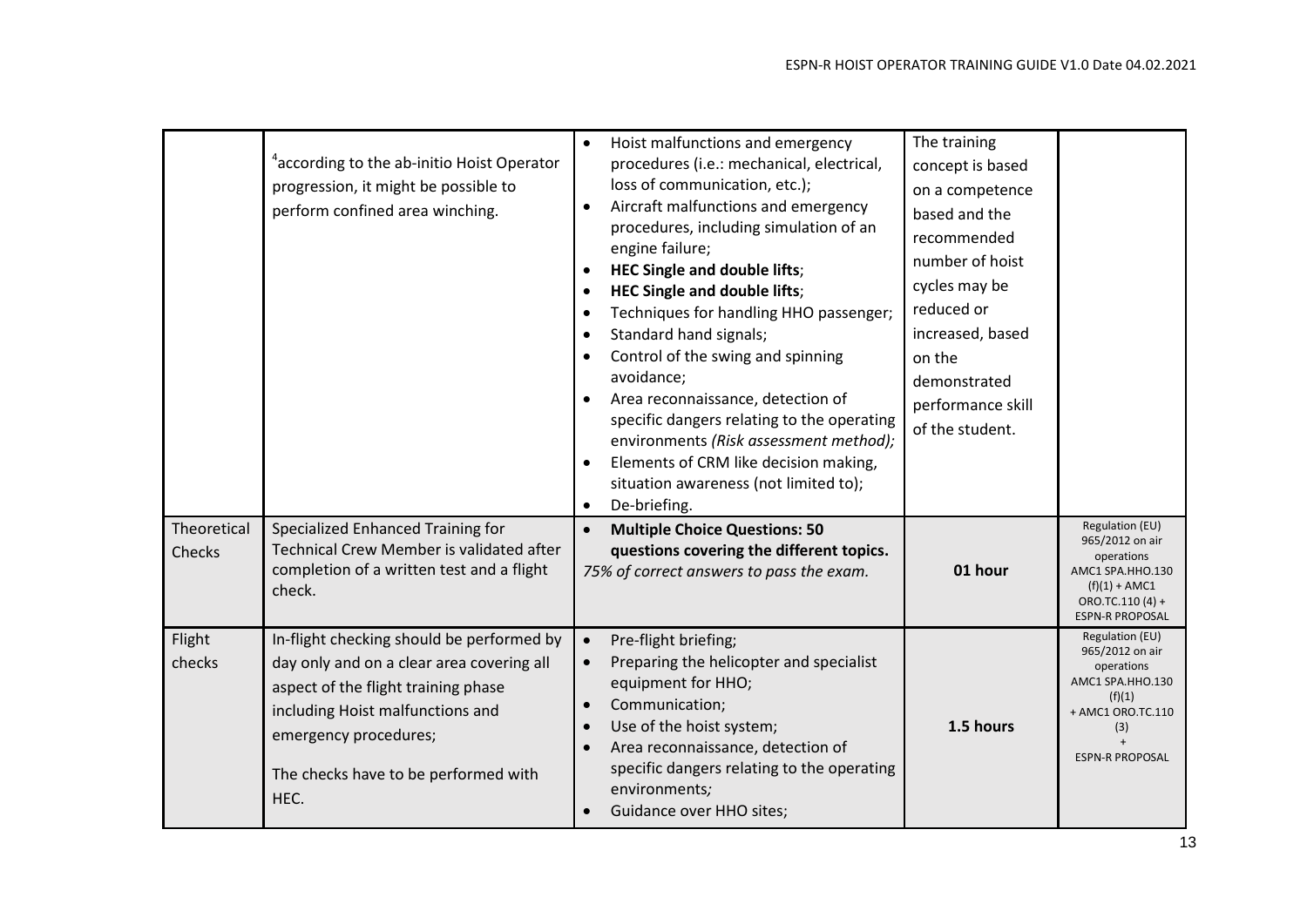| | | | | |
|---|---|---|---|---|
| | [4]according to the ab-initio Hoist Operator progression, it might be possible to perform confined area winching. | • Hoist malfunctions and emergency procedures (i.e.: mechanical, electrical, loss of communication, etc.);<br>• Aircraft malfunctions and emergency procedures, including simulation of an engine failure;<br>• **HEC Single and double lifts**;<br>• **HEC Single and double lifts**;<br>• Techniques for handling HHO passenger;<br>• Standard hand signals;<br>• Control of the swing and spinning avoidance;<br>• Area reconnaissance, detection of specific dangers relating to the operating environments *(Risk assessment method);*<br>• Elements of CRM like decision making, situation awareness (not limited to);<br>• De-briefing. | The training concept is based on a competence based and the recommended number of hoist cycles may be reduced or increased, based on the demonstrated performance skill of the student. | |
| Theoretical Checks | Specialized Enhanced Training for Technical Crew Member is validated after completion of a written test and a flight check. | • **Multiple Choice Questions: 50 questions covering the different topics.**<br>*75% of correct answers to pass the exam.* | **01 hour** | Regulation (EU) 965/2012 on air operations AMC1 SPA.HHO.130 (f)(1) + AMC1 ORO.TC.110 (4) + ESPN-R PROPOSAL |
| Flight checks | In-flight checking should be performed by day only and on a clear area covering all aspect of the flight training phase including Hoist malfunctions and emergency procedures;<br><br>The checks have to be performed with HEC. | • Pre-flight briefing;<br>• Preparing the helicopter and specialist equipment for HHO;<br>• Communication;<br>• Use of the hoist system;<br>• Area reconnaissance, detection of specific dangers relating to the operating environments*;*<br>• Guidance over HHO sites; | **1.5 hours** | Regulation (EU) 965/2012 on air operations AMC1 SPA.HHO.130 (f)(1) + AMC1 ORO.TC.110 (3) + ESPN-R PROPOSAL |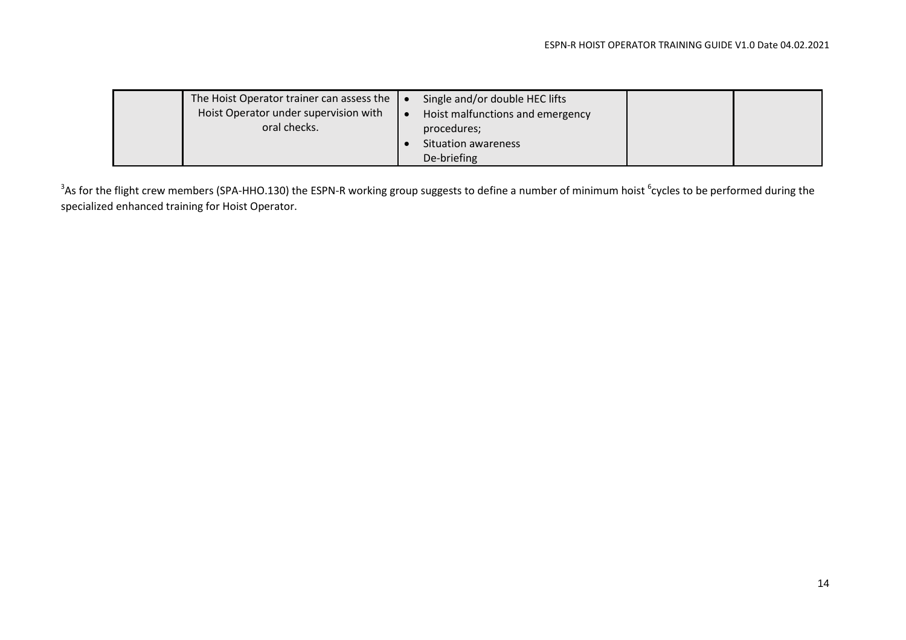| | | | | |
|---|---|---|---|---|
| | The Hoist Operator trainer can assess the Hoist Operator under supervision with oral checks. | • Single and/or double HEC lifts<br>• Hoist malfunctions and emergency procedures;<br>• Situation awareness<br>De-briefing | | |

[3]As for the flight crew members (SPA-HHO.130) the ESPN-R working group suggests to define a number of minimum hoist [6]cycles to be performed during the specialized enhanced training for Hoist Operator.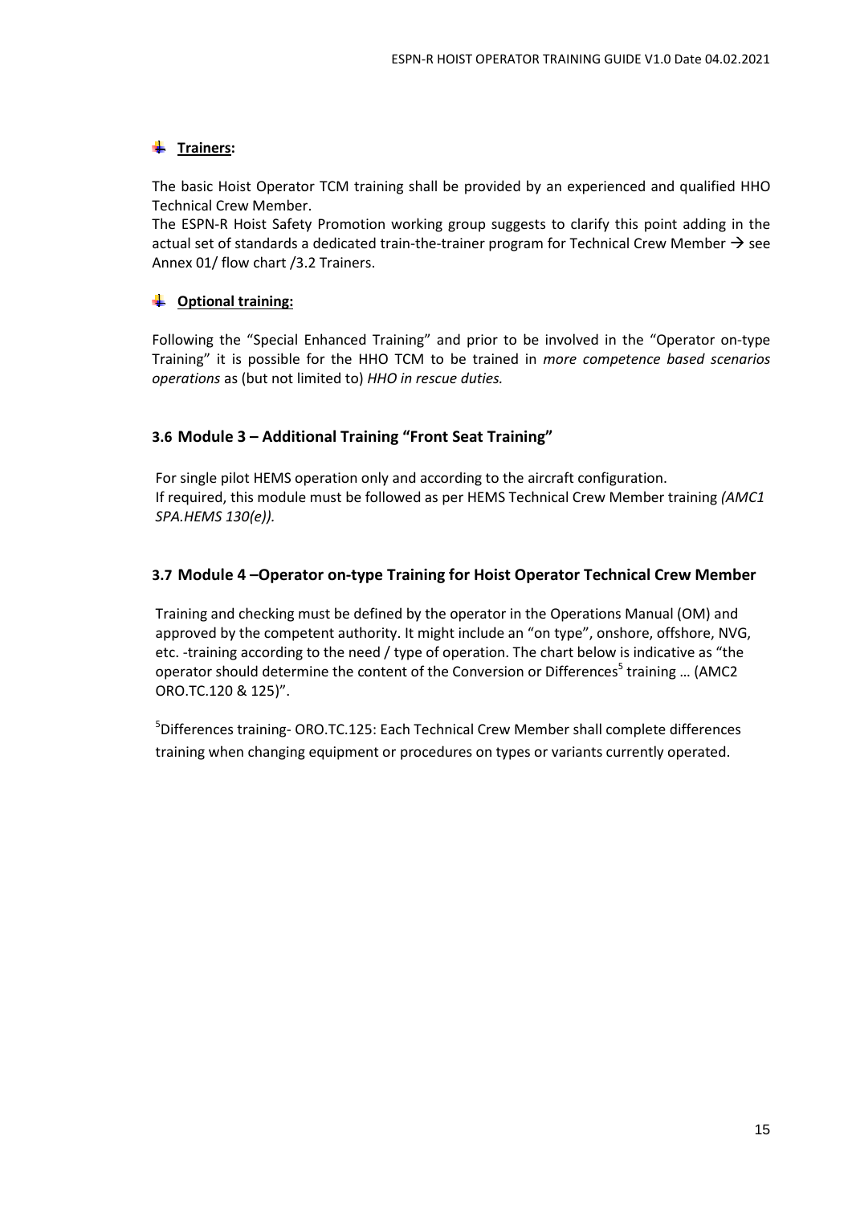- **Trainers:**

The basic Hoist Operator TCM training shall be provided by an experienced and qualified HHO Technical Crew Member.
The ESPN-R Hoist Safety Promotion working group suggests to clarify this point adding in the actual set of standards a dedicated train-the-trainer program for Technical Crew Member → see Annex 01/ flow chart /3.2 Trainers.

- **Optional training:**

Following the "Special Enhanced Training" and prior to be involved in the "Operator on-type Training" it is possible for the HHO TCM to be trained in *more competence based scenarios operations* as (but not limited to) *HHO in rescue duties.*

### 3.6 Module 3 – Additional Training "Front Seat Training"

For single pilot HEMS operation only and according to the aircraft configuration.
If required, this module must be followed as per HEMS Technical Crew Member training *(AMC1 SPA.HEMS 130(e)).*

### 3.7 Module 4 –Operator on-type Training for Hoist Operator Technical Crew Member

Training and checking must be defined by the operator in the Operations Manual (OM) and approved by the competent authority. It might include an "on type", onshore, offshore, NVG, etc. -training according to the need / type of operation. The chart below is indicative as "the operator should determine the content of the Conversion or Differences[5] training … (AMC2 ORO.TC.120 & 125)".

[5]Differences training- ORO.TC.125: Each Technical Crew Member shall complete differences training when changing equipment or procedures on types or variants currently operated.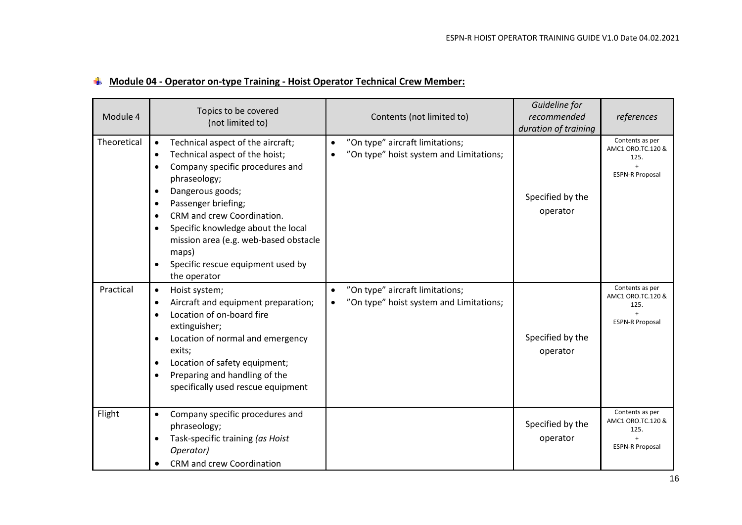## Module 04 - Operator on-type Training - Hoist Operator Technical Crew Member:

| Module 4 | Topics to be covered (not limited to) | Contents (not limited to) | *Guideline for recommended duration of training* | *references* |
|---|---|---|---|---|
| Theoretical | • Technical aspect of the aircraft;<br>• Technical aspect of the hoist;<br>• Company specific procedures and phraseology;<br>• Dangerous goods;<br>• Passenger briefing;<br>• CRM and crew Coordination.<br>• Specific knowledge about the local mission area (e.g. web-based obstacle maps)<br>• Specific rescue equipment used by the operator | • "On type" aircraft limitations;<br>• "On type" hoist system and Limitations; | Specified by the operator | Contents as per AMC1 ORO.TC.120 & 125.<br>+<br>ESPN-R Proposal |
| Practical | • Hoist system;<br>• Aircraft and equipment preparation;<br>• Location of on-board fire extinguisher;<br>• Location of normal and emergency exits;<br>• Location of safety equipment;<br>• Preparing and handling of the specifically used rescue equipment | • "On type" aircraft limitations;<br>• "On type" hoist system and Limitations; | Specified by the operator | Contents as per AMC1 ORO.TC.120 & 125.<br>+<br>ESPN-R Proposal |
| Flight | • Company specific procedures and phraseology;<br>• Task-specific training *(as Hoist Operator)*<br>• CRM and crew Coordination | | Specified by the operator | Contents as per AMC1 ORO.TC.120 & 125.<br>+<br>ESPN-R Proposal |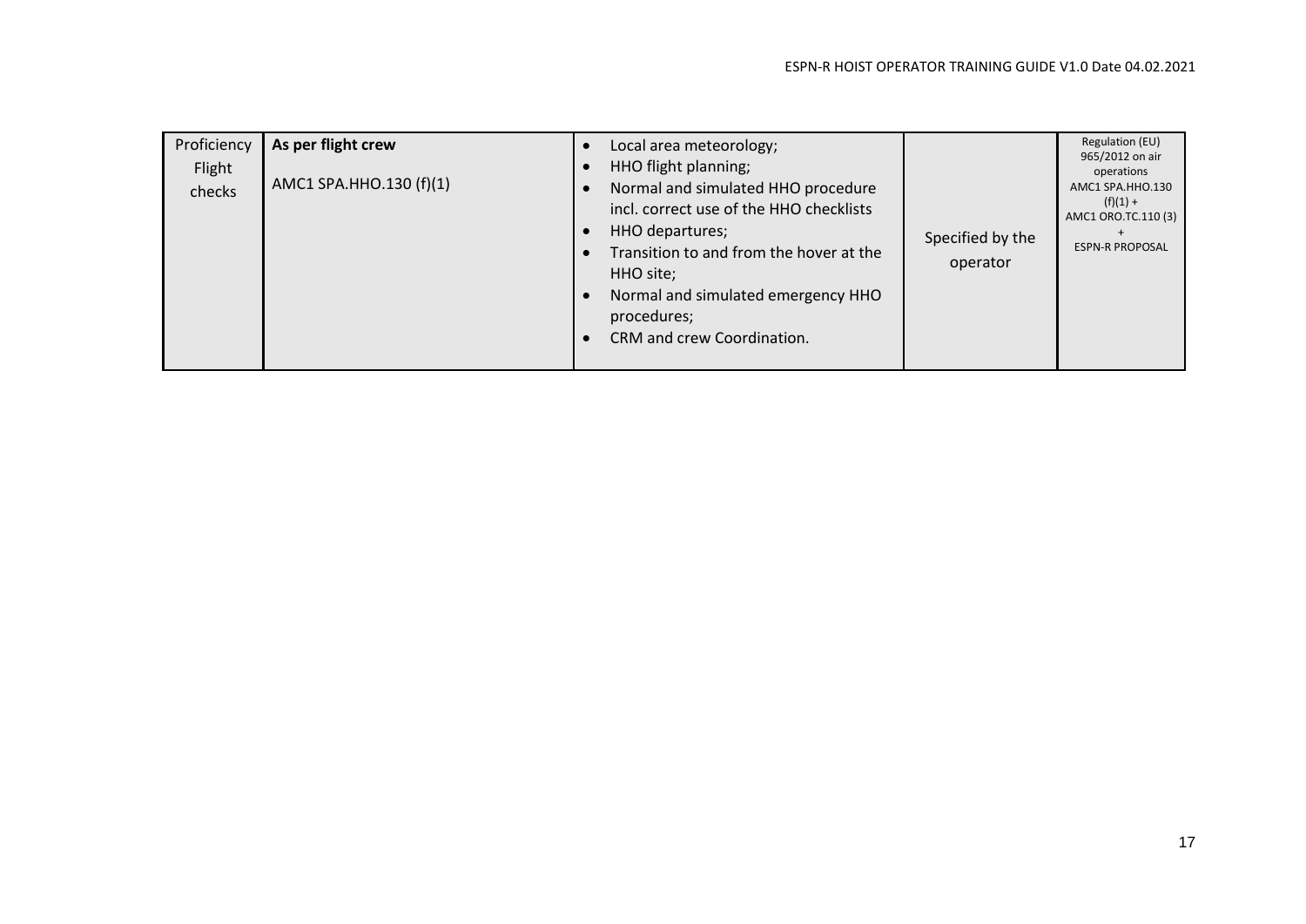| Proficiency Flight checks | **As per flight crew**<br><br>AMC1 SPA.HHO.130 (f)(1) | • Local area meteorology;<br>• HHO flight planning;<br>• Normal and simulated HHO procedure incl. correct use of the HHO checklists<br>• HHO departures;<br>• Transition to and from the hover at the HHO site;<br>• Normal and simulated emergency HHO procedures;<br>• CRM and crew Coordination. | Specified by the operator | Regulation (EU) 965/2012 on air operations AMC1 SPA.HHO.130 (f)(1) + AMC1 ORO.TC.110 (3) + ESPN-R PROPOSAL |
|---|---|---|---|---|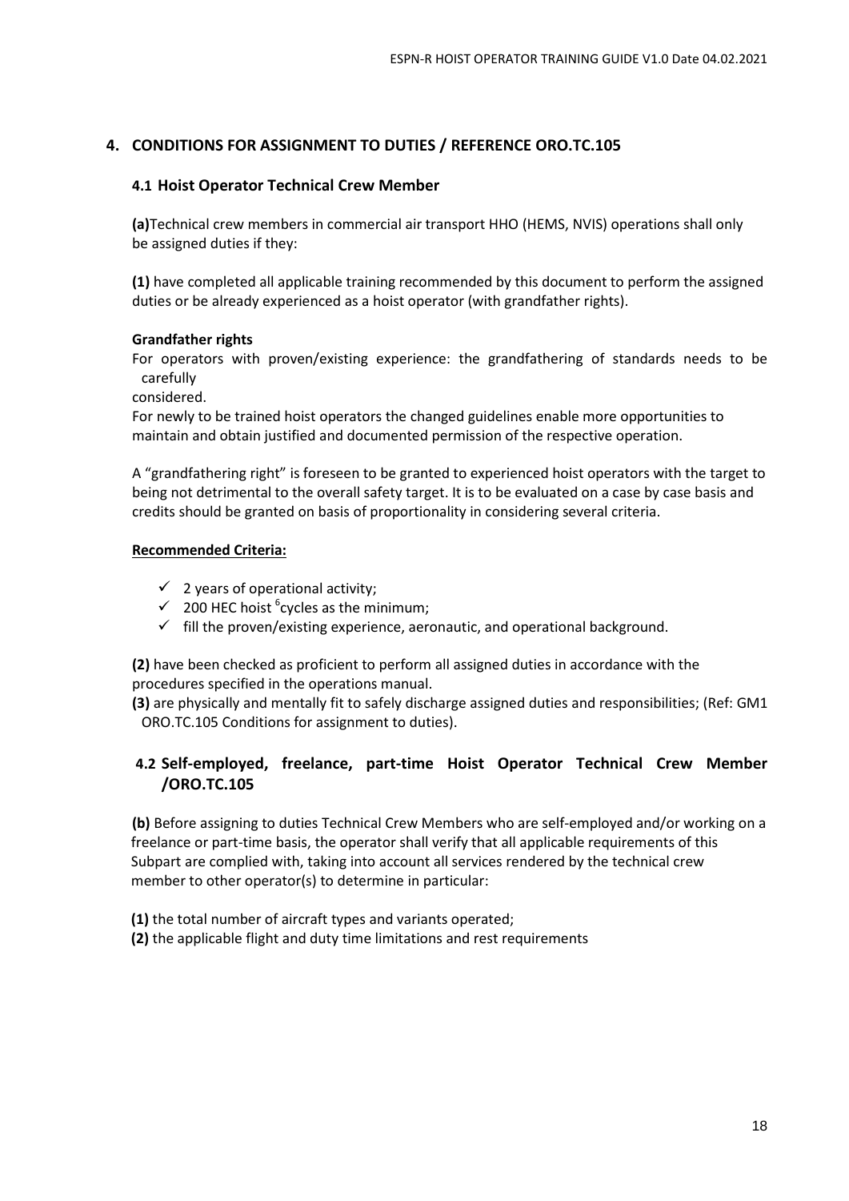## 4. CONDITIONS FOR ASSIGNMENT TO DUTIES / REFERENCE ORO.TC.105

### 4.1 Hoist Operator Technical Crew Member

**(a)**Technical crew members in commercial air transport HHO (HEMS, NVIS) operations shall only be assigned duties if they:

**(1)** have completed all applicable training recommended by this document to perform the assigned duties or be already experienced as a hoist operator (with grandfather rights).

**Grandfather rights**

For operators with proven/existing experience: the grandfathering of standards needs to be carefully considered.

For newly to be trained hoist operators the changed guidelines enable more opportunities to maintain and obtain justified and documented permission of the respective operation.

A "grandfathering right" is foreseen to be granted to experienced hoist operators with the target to being not detrimental to the overall safety target. It is to be evaluated on a case by case basis and credits should be granted on basis of proportionality in considering several criteria.

**Recommended Criteria:**

- ✓ 2 years of operational activity;
- ✓ 200 HEC hoist [6]cycles as the minimum;
- ✓ fill the proven/existing experience, aeronautic, and operational background.

**(2)** have been checked as proficient to perform all assigned duties in accordance with the procedures specified in the operations manual.

**(3)** are physically and mentally fit to safely discharge assigned duties and responsibilities; (Ref: GM1 ORO.TC.105 Conditions for assignment to duties).

### 4.2 Self-employed, freelance, part-time Hoist Operator Technical Crew Member /ORO.TC.105

**(b)** Before assigning to duties Technical Crew Members who are self-employed and/or working on a freelance or part-time basis, the operator shall verify that all applicable requirements of this Subpart are complied with, taking into account all services rendered by the technical crew member to other operator(s) to determine in particular:

**(1)** the total number of aircraft types and variants operated;

**(2)** the applicable flight and duty time limitations and rest requirements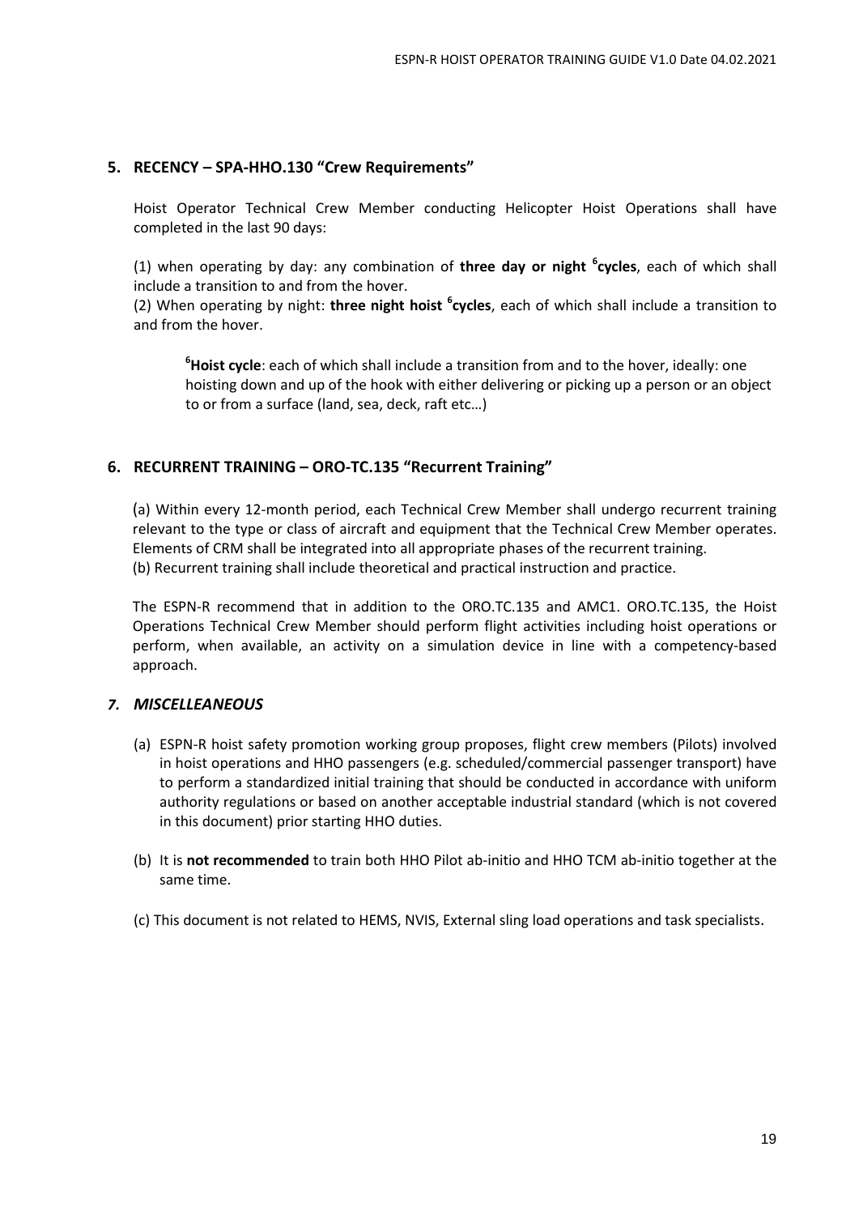## 5. RECENCY – SPA-HHO.130 "Crew Requirements"

Hoist Operator Technical Crew Member conducting Helicopter Hoist Operations shall have completed in the last 90 days:

(1) when operating by day: any combination of **three day or night [6]cycles**, each of which shall include a transition to and from the hover.
(2) When operating by night: **three night hoist [6]cycles**, each of which shall include a transition to and from the hover.

> [6]**Hoist cycle**: each of which shall include a transition from and to the hover, ideally: one hoisting down and up of the hook with either delivering or picking up a person or an object to or from a surface (land, sea, deck, raft etc…)

## 6. RECURRENT TRAINING – ORO-TC.135 "Recurrent Training"

(a) Within every 12-month period, each Technical Crew Member shall undergo recurrent training relevant to the type or class of aircraft and equipment that the Technical Crew Member operates. Elements of CRM shall be integrated into all appropriate phases of the recurrent training.
(b) Recurrent training shall include theoretical and practical instruction and practice.

The ESPN-R recommend that in addition to the ORO.TC.135 and AMC1. ORO.TC.135, the Hoist Operations Technical Crew Member should perform flight activities including hoist operations or perform, when available, an activity on a simulation device in line with a competency-based approach.

## *7. MISCELLEANEOUS*

(a) ESPN-R hoist safety promotion working group proposes, flight crew members (Pilots) involved in hoist operations and HHO passengers (e.g. scheduled/commercial passenger transport) have to perform a standardized initial training that should be conducted in accordance with uniform authority regulations or based on another acceptable industrial standard (which is not covered in this document) prior starting HHO duties.

(b) It is **not recommended** to train both HHO Pilot ab-initio and HHO TCM ab-initio together at the same time.

(c) This document is not related to HEMS, NVIS, External sling load operations and task specialists.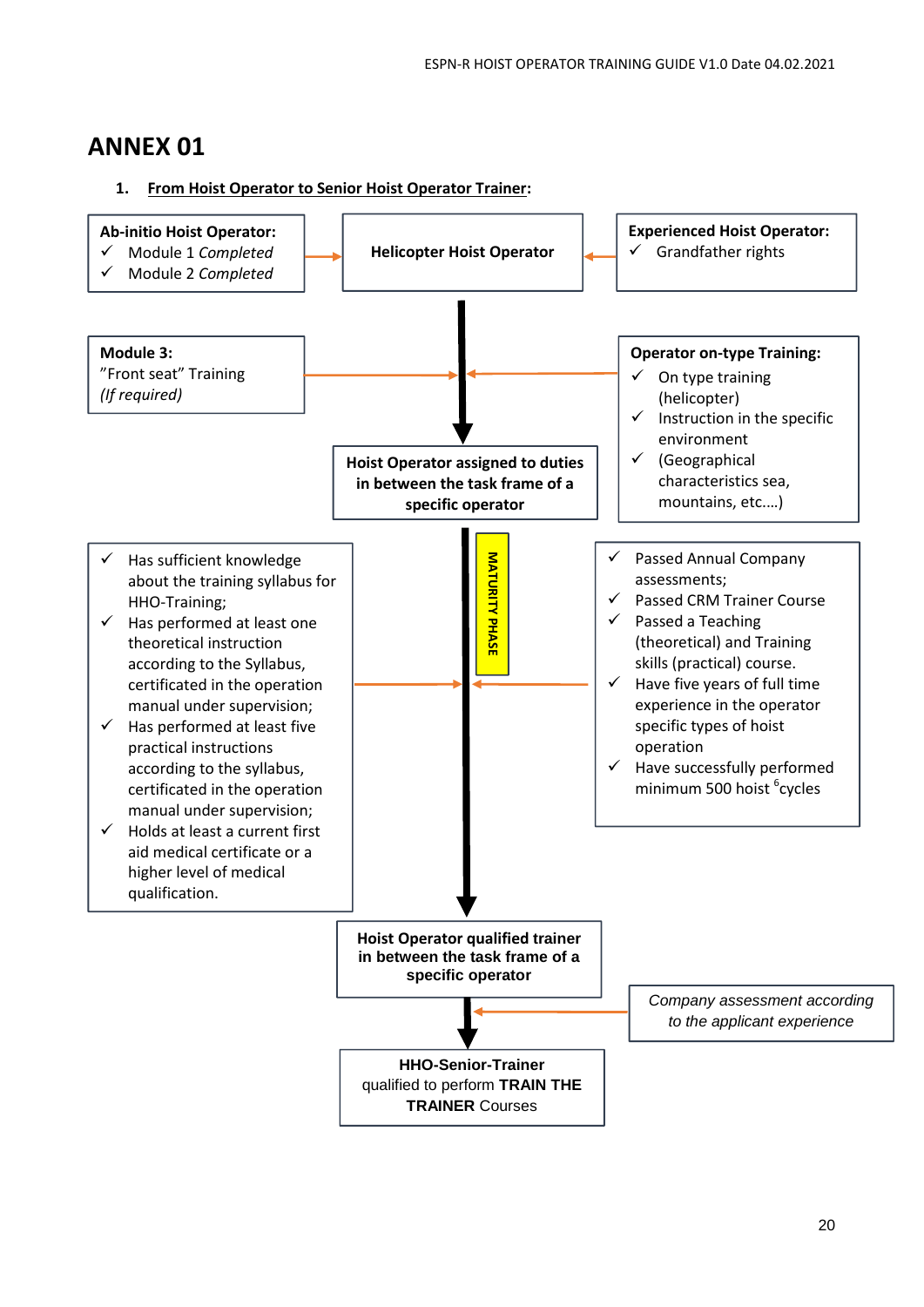# ANNEX 01

1. **From Hoist Operator to Senior Hoist Operator Trainer:**

**Ab-initio Hoist Operator:**
- ✓ Module 1 *Completed*
- ✓ Module 2 *Completed*

**Helicopter Hoist Operator**

**Experienced Hoist Operator:**
- ✓ Grandfather rights

**Module 3:**
”Front seat” Training
*(If required)*

**Operator on-type Training:**
- ✓ On type training (helicopter)
- ✓ Instruction in the specific environment
- ✓ (Geographical characteristics sea, mountains, etc.…)

**Hoist Operator assigned to duties in between the task frame of a specific operator**

**MATURITY PHASE**

- ✓ Has sufficient knowledge about the training syllabus for HHO-Training;
- ✓ Has performed at least one theoretical instruction according to the Syllabus, certificated in the operation manual under supervision;
- ✓ Has performed at least five practical instructions according to the syllabus, certificated in the operation manual under supervision;
- ✓ Holds at least a current first aid medical certificate or a higher level of medical qualification.

- ✓ Passed Annual Company assessments;
- ✓ Passed CRM Trainer Course
- ✓ Passed a Teaching (theoretical) and Training skills (practical) course.
- ✓ Have five years of full time experience in the operator specific types of hoist operation
- ✓ Have successfully performed minimum 500 hoist [6]cycles

**Hoist Operator qualified trainer in between the task frame of a specific operator**

*Company assessment according to the applicant experience*

**HHO-Senior-Trainer**
qualified to perform **TRAIN THE TRAINER** Courses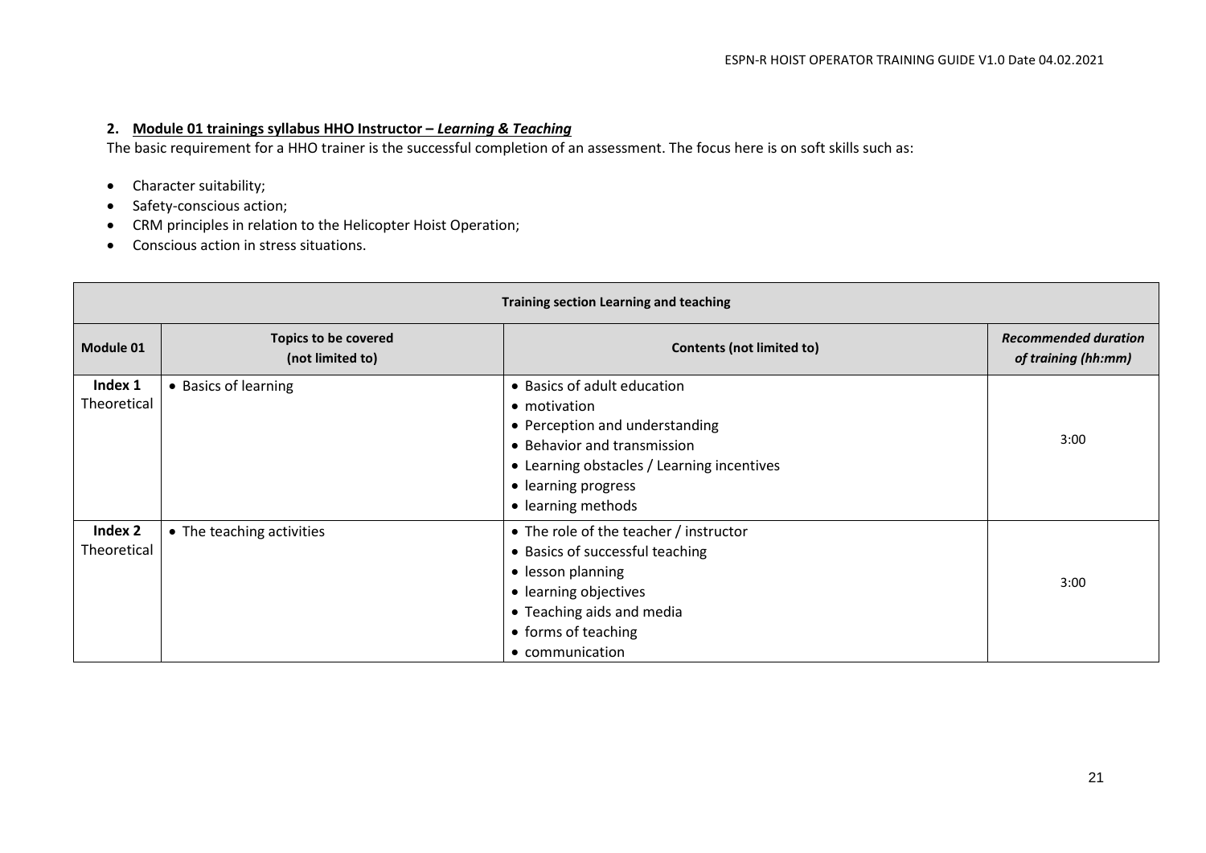## 2. Module 01 trainings syllabus HHO Instructor – *Learning & Teaching*

The basic requirement for a HHO trainer is the successful completion of an assessment. The focus here is on soft skills such as:

- Character suitability;
- Safety-conscious action;
- CRM principles in relation to the Helicopter Hoist Operation;
- Conscious action in stress situations.

| **Training section Learning and teaching** | | | |
|---|---|---|---|
| **Module 01** | **Topics to be covered (not limited to)** | **Contents (not limited to)** | ***Recommended duration of training (hh:mm)*** |
| **Index 1** Theoretical | • Basics of learning | • Basics of adult education<br>• motivation<br>• Perception and understanding<br>• Behavior and transmission<br>• Learning obstacles / Learning incentives<br>• learning progress<br>• learning methods | 3:00 |
| **Index 2** Theoretical | • The teaching activities | • The role of the teacher / instructor<br>• Basics of successful teaching<br>• lesson planning<br>• learning objectives<br>• Teaching aids and media<br>• forms of teaching<br>• communication | 3:00 |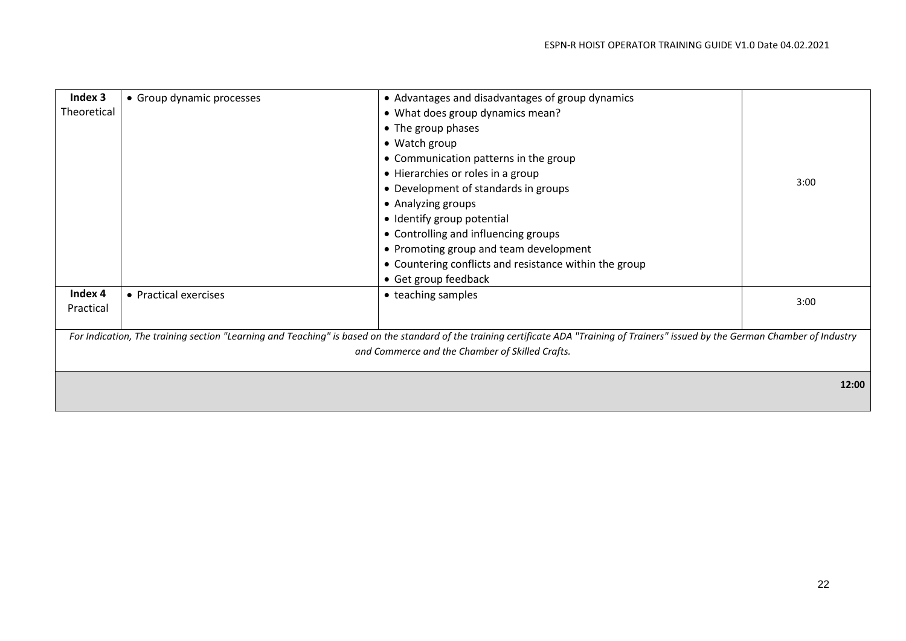| | | | |
|---|---|---|---|
| **Index 3** Theoretical | • Group dynamic processes | • Advantages and disadvantages of group dynamics<br>• What does group dynamics mean?<br>• The group phases<br>• Watch group<br>• Communication patterns in the group<br>• Hierarchies or roles in a group<br>• Development of standards in groups<br>• Analyzing groups<br>• Identify group potential<br>• Controlling and influencing groups<br>• Promoting group and team development<br>• Countering conflicts and resistance within the group<br>• Get group feedback | 3:00 |
| **Index 4** Practical | • Practical exercises | • teaching samples | 3:00 |
| *For Indication, The training section "Learning and Teaching" is based on the standard of the training certificate ADA "Training of Trainers" issued by the German Chamber of Industry and Commerce and the Chamber of Skilled Crafts.* | | | |
| | | | **12:00** |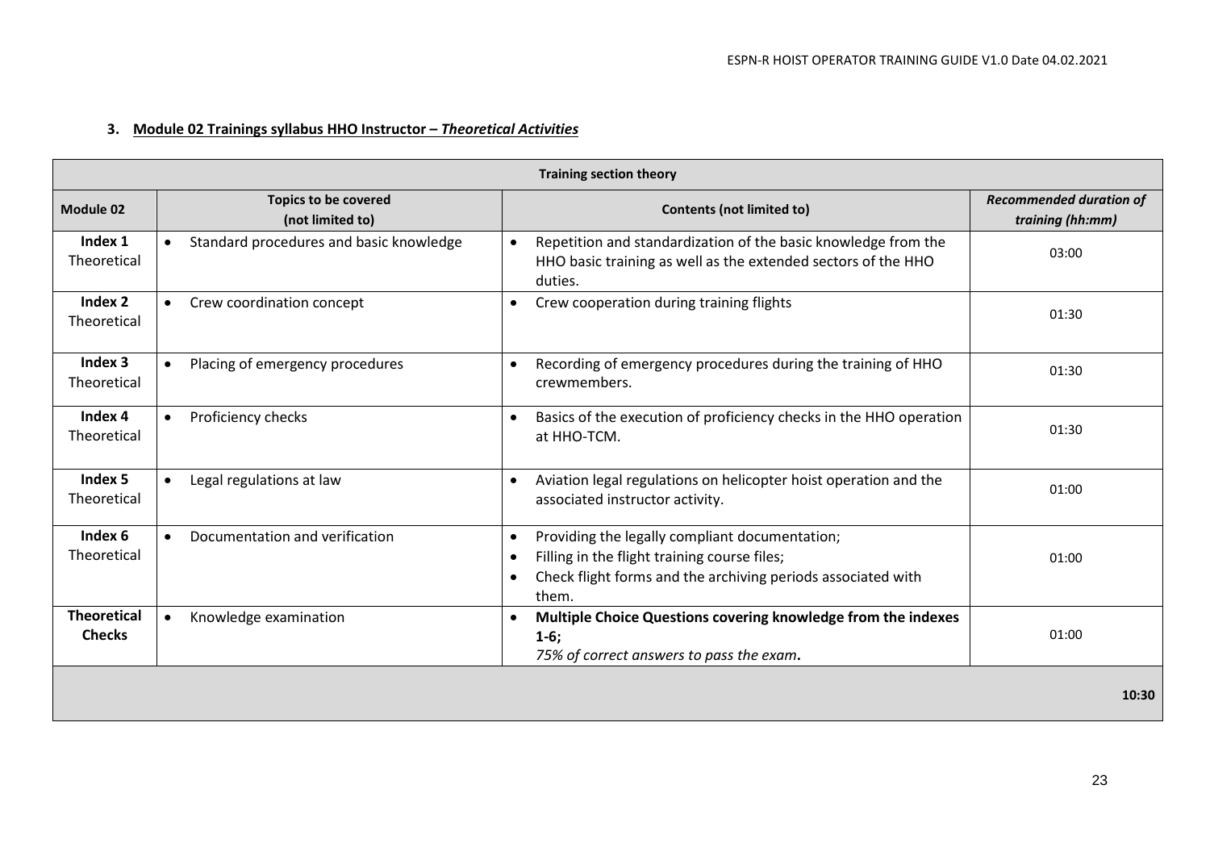### 3. Module 02 Trainings syllabus HHO Instructor – *Theoretical Activities*

| Training section theory | | | |
|---|---|---|---|
| **Module 02** | **Topics to be covered (not limited to)** | **Contents (not limited to)** | ***Recommended duration of training (hh:mm)*** |
| **Index 1** Theoretical | • Standard procedures and basic knowledge | • Repetition and standardization of the basic knowledge from the HHO basic training as well as the extended sectors of the HHO duties. | 03:00 |
| **Index 2** Theoretical | • Crew coordination concept | • Crew cooperation during training flights | 01:30 |
| **Index 3** Theoretical | • Placing of emergency procedures | • Recording of emergency procedures during the training of HHO crewmembers. | 01:30 |
| **Index 4** Theoretical | • Proficiency checks | • Basics of the execution of proficiency checks in the HHO operation at HHO-TCM. | 01:30 |
| **Index 5** Theoretical | • Legal regulations at law | • Aviation legal regulations on helicopter hoist operation and the associated instructor activity. | 01:00 |
| **Index 6** Theoretical | • Documentation and verification | • Providing the legally compliant documentation;<br>• Filling in the flight training course files;<br>• Check flight forms and the archiving periods associated with them. | 01:00 |
| **Theoretical Checks** | • Knowledge examination | • **Multiple Choice Questions covering knowledge from the indexes 1-6;**<br>*75% of correct answers to pass the exam*. | 01:00 |
| | | | **10:30** |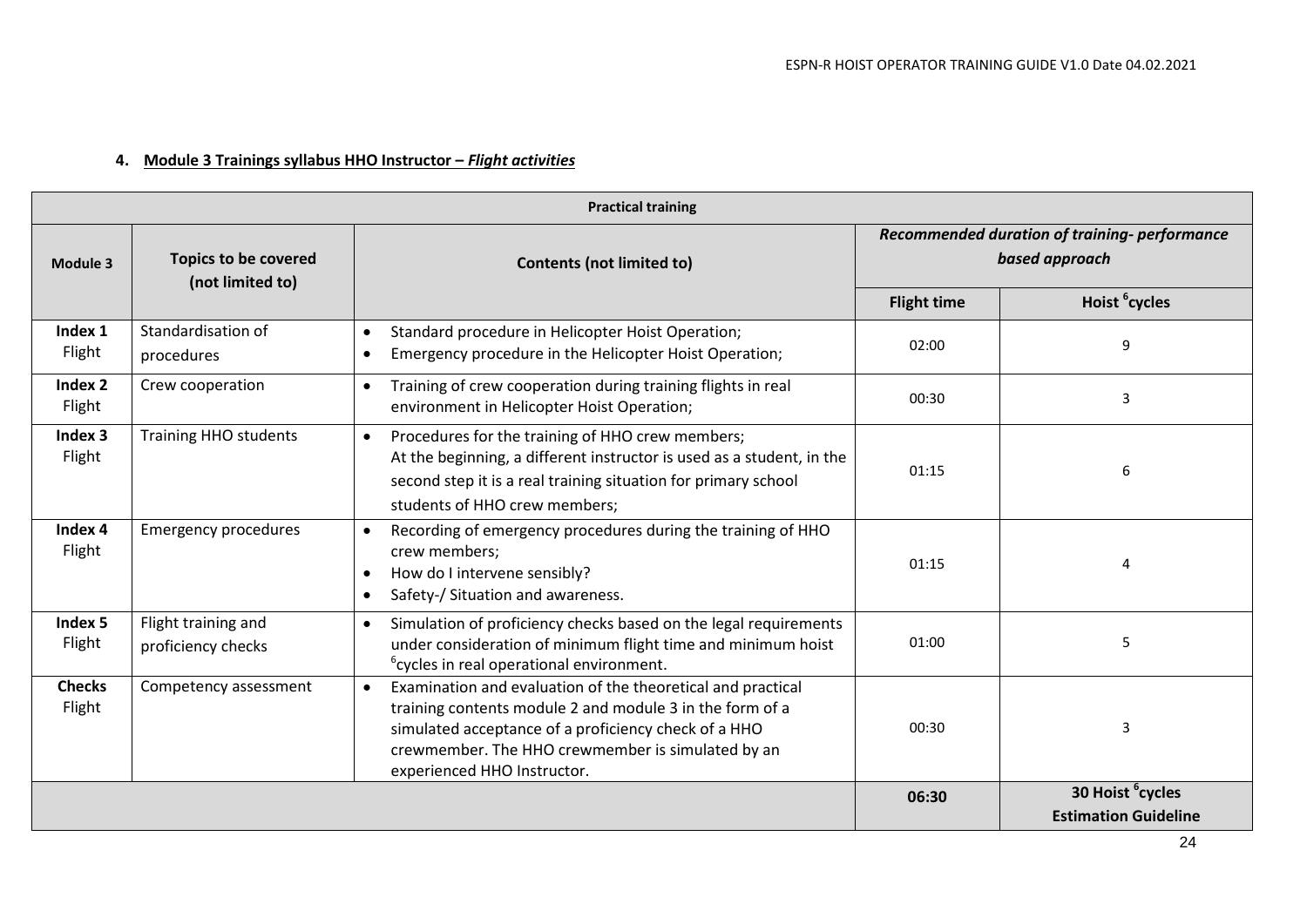## 4. Module 3 Trainings syllabus HHO Instructor – *Flight activities*

| Practical training | | | | |
|---|---|---|---|---|
| **Module 3** | **Topics to be covered (not limited to)** | **Contents (not limited to)** | ***Recommended duration of training- performance based approach*** | |
| | | | **Flight time** | **Hoist [6]cycles** |
| **Index 1** Flight | Standardisation of procedures | • Standard procedure in Helicopter Hoist Operation;<br>• Emergency procedure in the Helicopter Hoist Operation; | 02:00 | 9 |
| **Index 2** Flight | Crew cooperation | • Training of crew cooperation during training flights in real environment in Helicopter Hoist Operation; | 00:30 | 3 |
| **Index 3** Flight | Training HHO students | • Procedures for the training of HHO crew members; At the beginning, a different instructor is used as a student, in the second step it is a real training situation for primary school students of HHO crew members; | 01:15 | 6 |
| **Index 4** Flight | Emergency procedures | • Recording of emergency procedures during the training of HHO crew members;<br>• How do I intervene sensibly?<br>• Safety-/ Situation and awareness. | 01:15 | 4 |
| **Index 5** Flight | Flight training and proficiency checks | • Simulation of proficiency checks based on the legal requirements under consideration of minimum flight time and minimum hoist [6]cycles in real operational environment. | 01:00 | 5 |
| **Checks** Flight | Competency assessment | • Examination and evaluation of the theoretical and practical training contents module 2 and module 3 in the form of a simulated acceptance of a proficiency check of a HHO crewmember. The HHO crewmember is simulated by an experienced HHO Instructor. | 00:30 | 3 |
| | | | **06:30** | **30 Hoist [6]cycles**<br>**Estimation Guideline** |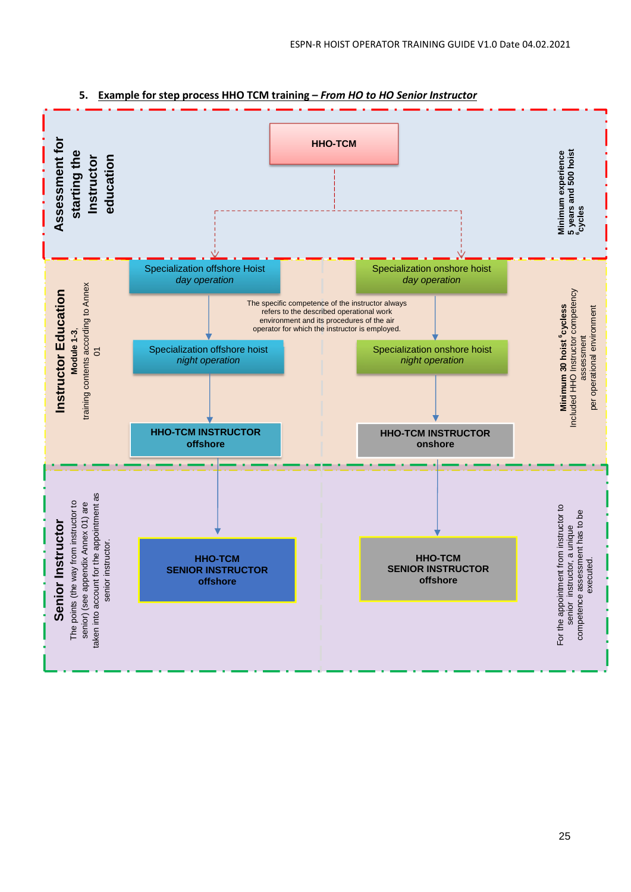## 5. Example for step process HHO TCM training – *From HO to HO Senior Instructor*

**Assessment for starting the Instructor education**

HHO-TCM

Minimum experience 5 years and 500 hoist [6]cycles

**Instructor Education**

**Module 1-3,** training contents according to Annex 01

Specialization offshore Hoist *day operation*

Specialization onshore hoist *day operation*

The specific competence of the instructor always refers to the described operational work environment and its procedures of the air operator for which the instructor is employed.

Specialization offshore hoist *night operation*

Specialization onshore hoist *night operation*

**HHO-TCM INSTRUCTOR offshore**

**HHO-TCM INSTRUCTOR onshore**

**Minimum 30 hoist [6]cycless** Included HHO Instructor competency assessment per operational environment

**Senior Instructor**

The points (the way from instructor to senior) (see appendix Annex 01) are taken into account for the appointment as senior instructor.

**HHO-TCM SENIOR INSTRUCTOR offshore**

**HHO-TCM SENIOR INSTRUCTOR offshore**

For the appointment from instructor to senior instructor, a unique competence assessment has to be executed.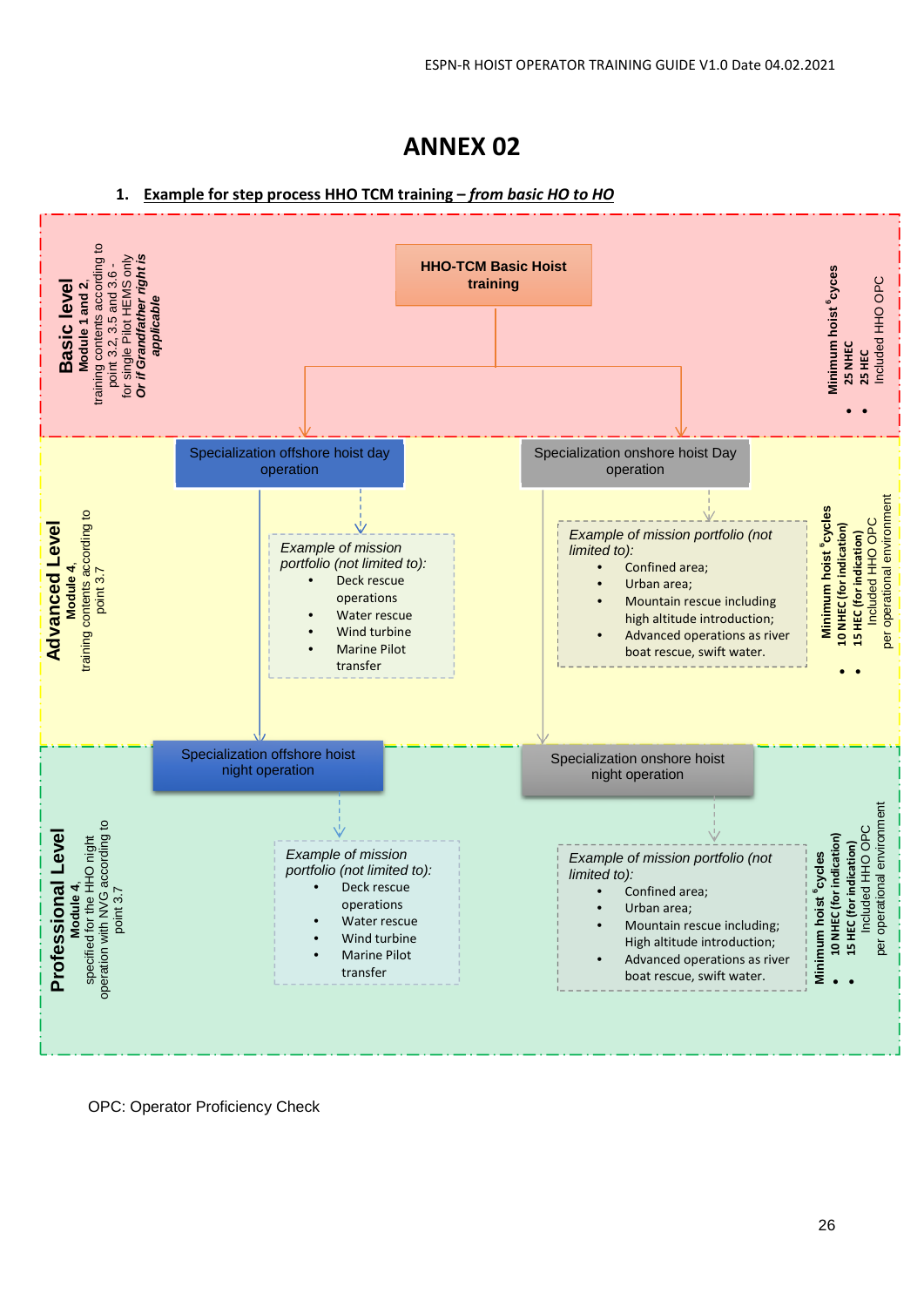# ANNEX 02

## 1. Example for step process HHO TCM training – *from basic HO to HO*

### Basic level

**Module 1 and 2,**
training contents according to point 3.2, 3.5 and 3.6 - for single Pilot HEMS only
***Or if Grandfather right is applicable***

**HHO-TCM Basic Hoist training**

**Minimum hoist [6]cyces**
- **25 NHEC**
- **25 HEC**
  Included HHO OPC

### Advanced Level

**Module 4,**
training contents according to point 3.7

**Specialization offshore hoist day operation**

*Example of mission portfolio (not limited to):*
- Deck rescue operations
- Water rescue
- Wind turbine
- Marine Pilot transfer

**Specialization onshore hoist Day operation**

*Example of mission portfolio (not limited to):*
- Confined area;
- Urban area;
- Mountain rescue including high altitude introduction;
- Advanced operations as river boat rescue, swift water.

**Minimum hoist [6]cycles**
- **10 NHEC (for indication)**
- **15 HEC (for indication)**
  Included HHO OPC per operational environment

### Professional Level

**Module 4,**
specified for the HHO night operation with NVG according to point 3.7

**Specialization offshore hoist night operation**

*Example of mission portfolio (not limited to):*
- Deck rescue operations
- Water rescue
- Wind turbine
- Marine Pilot transfer

**Specialization onshore hoist night operation**

*Example of mission portfolio (not limited to):*
- Confined area;
- Urban area;
- Mountain rescue including; High altitude introduction;
- Advanced operations as river boat rescue, swift water.

**Minimum hoist [6]cycles**
- **10 NHEC (for indication)**
- **15 HEC (for indication)**
  Included HHO OPC per operational environment

OPC: Operator Proficiency Check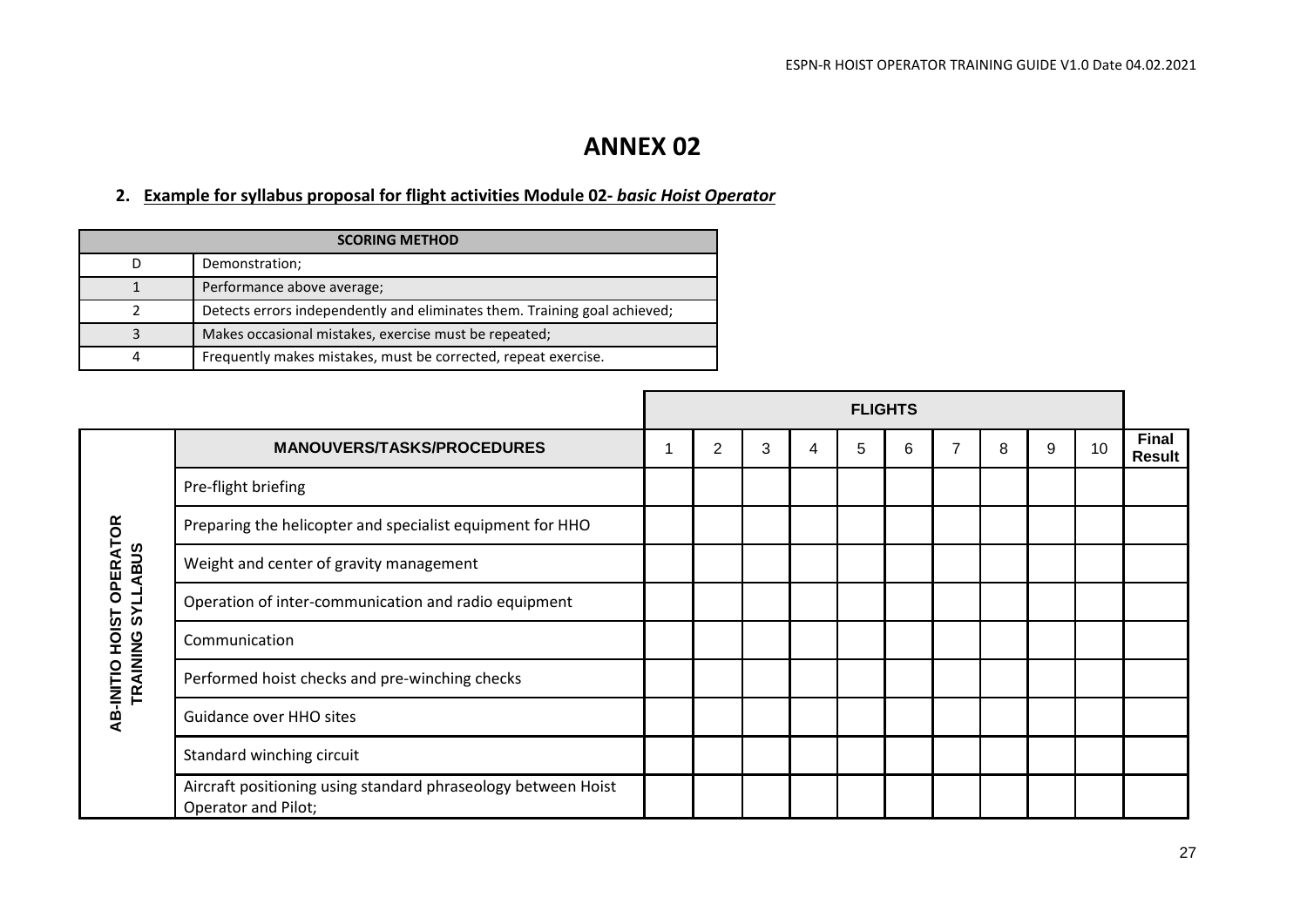# ANNEX 02

## 2. Example for syllabus proposal for flight activities Module 02- *basic Hoist Operator*

| SCORING METHOD | |
|---|---|
| D | Demonstration; |
| 1 | Performance above average; |
| 2 | Detects errors independently and eliminates them. Training goal achieved; |
| 3 | Makes occasional mistakes, exercise must be repeated; |
| 4 | Frequently makes mistakes, must be corrected, repeat exercise. |

| | | FLIGHTS | | | | | | | | | | |
|---|---|---|---|---|---|---|---|---|---|---|---|---|
| | MANOUVERS/TASKS/PROCEDURES | 1 | 2 | 3 | 4 | 5 | 6 | 7 | 8 | 9 | 10 | Final Result |
| AB-INITIO HOIST OPERATOR TRAINING SYLLABUS | Pre-flight briefing | | | | | | | | | | | |
| | Preparing the helicopter and specialist equipment for HHO | | | | | | | | | | | |
| | Weight and center of gravity management | | | | | | | | | | | |
| | Operation of inter-communication and radio equipment | | | | | | | | | | | |
| | Communication | | | | | | | | | | | |
| | Performed hoist checks and pre-winching checks | | | | | | | | | | | |
| | Guidance over HHO sites | | | | | | | | | | | |
| | Standard winching circuit | | | | | | | | | | | |
| | Aircraft positioning using standard phraseology between Hoist Operator and Pilot; | | | | | | | | | | | |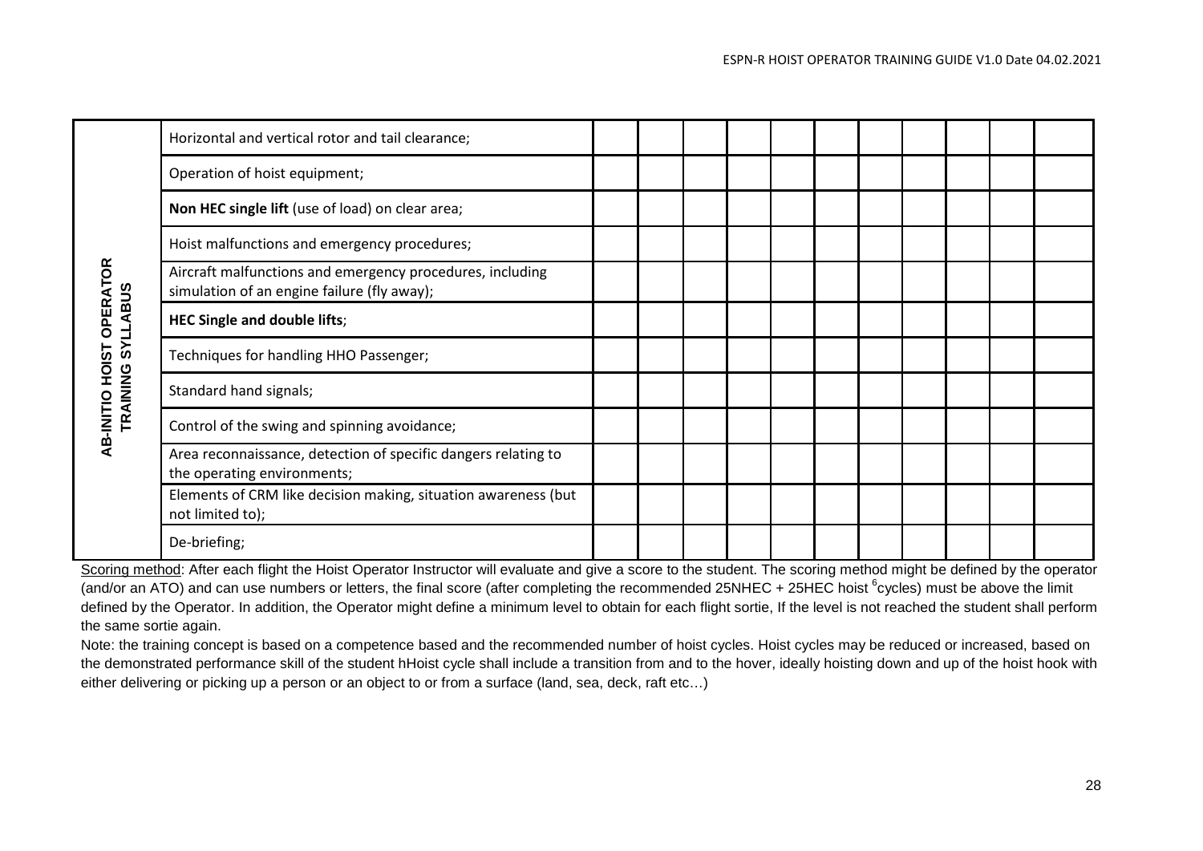| AB-INITIO HOIST OPERATOR TRAINING SYLLABUS | | | | | | | | | | | | |
|---|---|---|---|---|---|---|---|---|---|---|---|---|
| | Horizontal and vertical rotor and tail clearance; | | | | | | | | | | | |
| | Operation of hoist equipment; | | | | | | | | | | | |
| | **Non HEC single lift** (use of load) on clear area; | | | | | | | | | | | |
| | Hoist malfunctions and emergency procedures; | | | | | | | | | | | |
| | Aircraft malfunctions and emergency procedures, including simulation of an engine failure (fly away); | | | | | | | | | | | |
| | **HEC Single and double lifts**; | | | | | | | | | | | |
| | Techniques for handling HHO Passenger; | | | | | | | | | | | |
| | Standard hand signals; | | | | | | | | | | | |
| | Control of the swing and spinning avoidance; | | | | | | | | | | | |
| | Area reconnaissance, detection of specific dangers relating to the operating environments; | | | | | | | | | | | |
| | Elements of CRM like decision making, situation awareness (but not limited to); | | | | | | | | | | | |
| | De-briefing; | | | | | | | | | | | |

Scoring method: After each flight the Hoist Operator Instructor will evaluate and give a score to the student. The scoring method might be defined by the operator (and/or an ATO) and can use numbers or letters, the final score (after completing the recommended 25NHEC + 25HEC hoist [6]cycles) must be above the limit defined by the Operator. In addition, the Operator might define a minimum level to obtain for each flight sortie, If the level is not reached the student shall perform the same sortie again.

Note: the training concept is based on a competence based and the recommended number of hoist cycles. Hoist cycles may be reduced or increased, based on the demonstrated performance skill of the student hHoist cycle shall include a transition from and to the hover, ideally hoisting down and up of the hoist hook with either delivering or picking up a person or an object to or from a surface (land, sea, deck, raft etc…)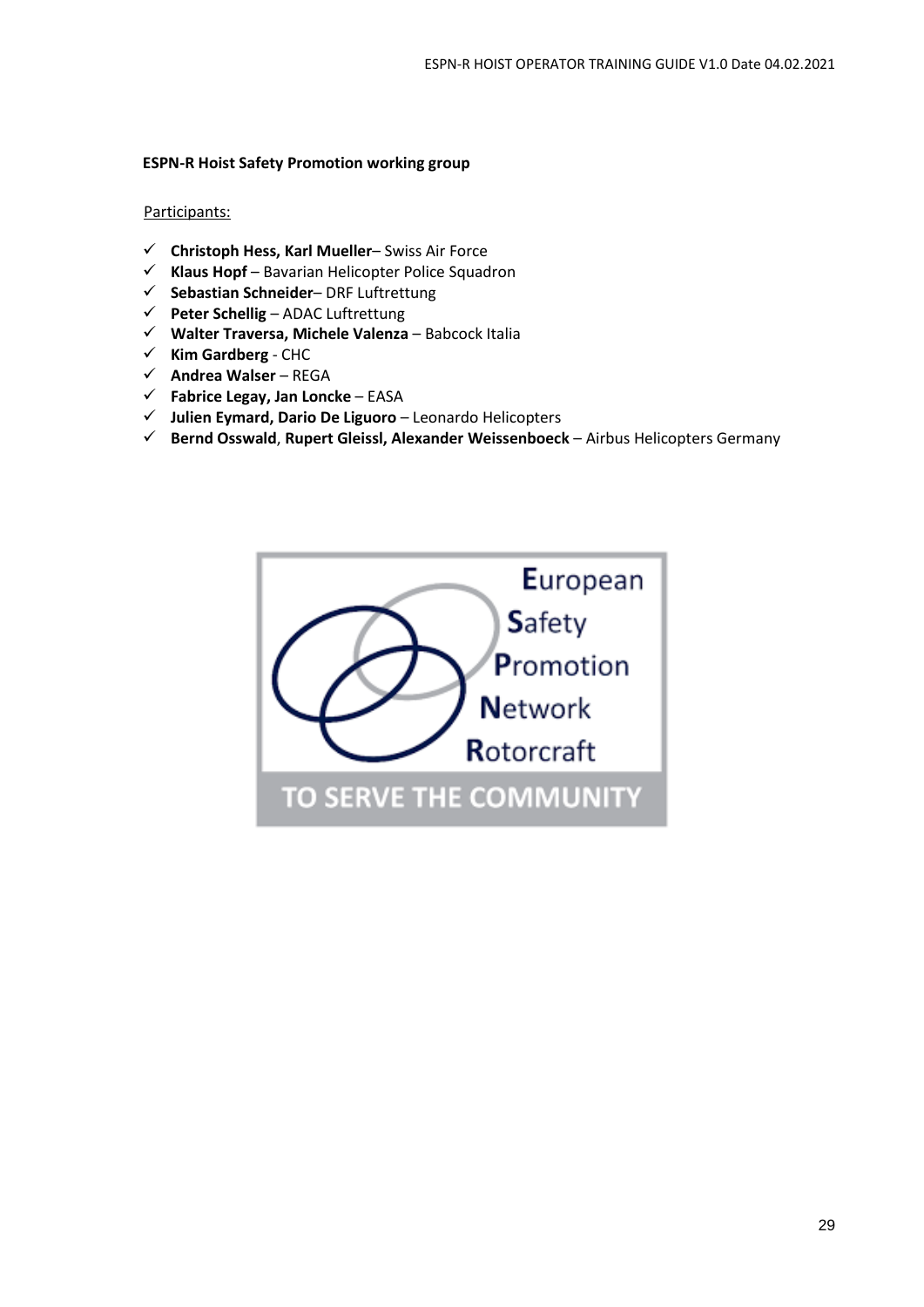**ESPN-R Hoist Safety Promotion working group**

Participants:

- ✓ **Christoph Hess, Karl Mueller**– Swiss Air Force
- ✓ **Klaus Hopf** – Bavarian Helicopter Police Squadron
- ✓ **Sebastian Schneider**– DRF Luftrettung
- ✓ **Peter Schellig** – ADAC Luftrettung
- ✓ **Walter Traversa, Michele Valenza** – Babcock Italia
- ✓ **Kim Gardberg** - CHC
- ✓ **Andrea Walser** – REGA
- ✓ **Fabrice Legay, Jan Loncke** – EASA
- ✓ **Julien Eymard, Dario De Liguoro** – Leonardo Helicopters
- ✓ **Bernd Osswald**, **Rupert Gleissl, Alexander Weissenboeck** – Airbus Helicopters Germany

European
Safety
Promotion
Network
Rotorcraft

TO SERVE THE COMMUNITY